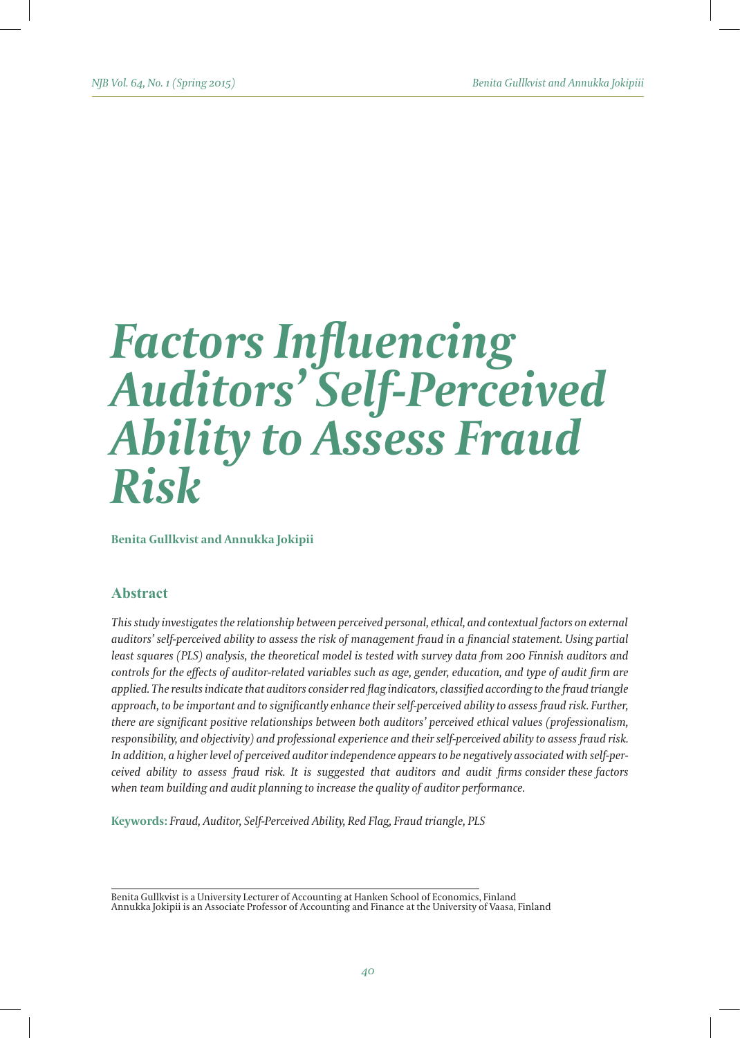# *Factors Influencing Auditors' Self-Perceived Ability to Assess Fraud Risk*

**Benita Gullkvist and Annukka Jokipii**

## Abstract

*This study investigates the relationship between perceived personal, ethical, and contextual factors on external auditors' self-perceived ability to assess the risk of management fraud in a financial statement. Using partial least squares (PLS) analysis, the theoretical model is tested with survey data from 200 Finnish auditors and controls for the effects of auditor-related variables such as age, gender, education, and type of audit firm are applied. The results indicate that auditors consider red flag indicators, classified according to the fraud triangle approach, to be important and to significantly enhance their self-perceived ability to assess fraud risk. Further, there are significant positive relationships between both auditors' perceived ethical values (professionalism, responsibility, and objectivity) and professional experience and their self-perceived ability to assess fraud risk. In addition, a higher level of perceived auditor independence appears to be negatively associated with self-perceived ability to assess fraud risk. It is suggested that auditors and audit firms consider these factors when team building and audit planning to increase the quality of auditor performance.*

**Keywords:** *Fraud, Auditor, Self-Perceived Ability, Red Flag, Fraud triangle, PLS*

---

Benita Gullkvist is a University Lecturer of Accounting at Hanken School of Economics, Finland
Annukka Jokipii is an Associate Professor of Accounting and Finance at the University of Vaasa, Finland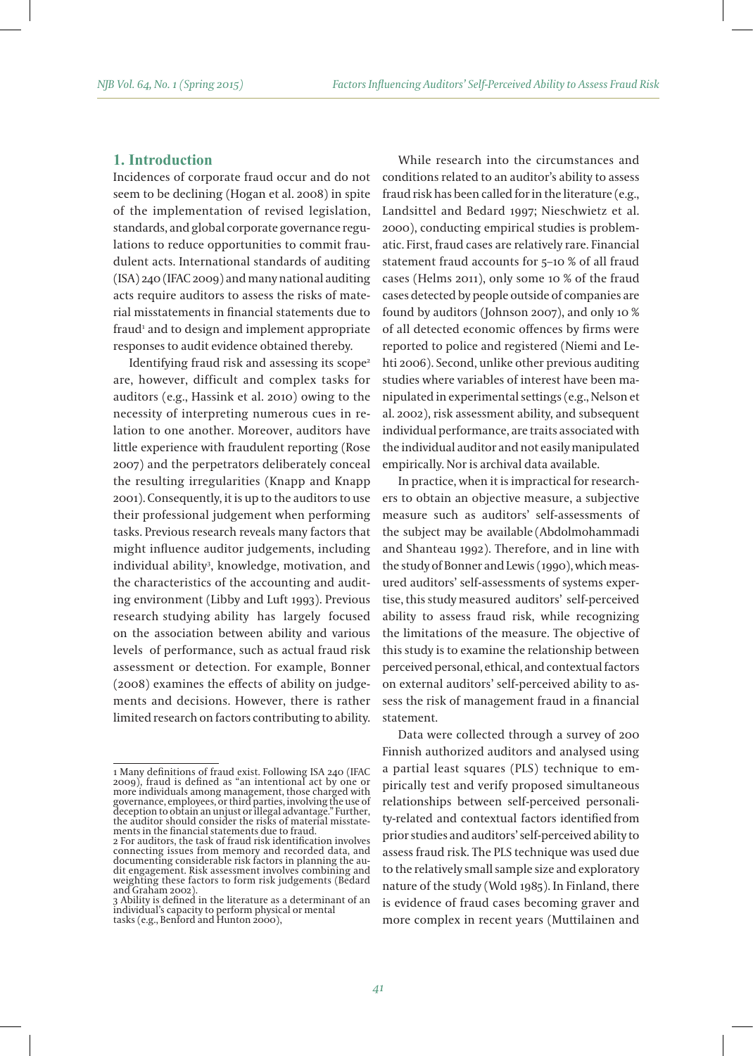## 1. Introduction

Incidences of corporate fraud occur and do not seem to be declining (Hogan et al. 2008) in spite of the implementation of revised legislation, standards, and global corporate governance regulations to reduce opportunities to commit fraudulent acts. International standards of auditing (ISA) 240 (IFAC 2009) and many national auditing acts require auditors to assess the risks of material misstatements in financial statements due to fraud[1] and to design and implement appropriate responses to audit evidence obtained thereby.

Identifying fraud risk and assessing its scope[2] are, however, difficult and complex tasks for auditors (e.g., Hassink et al. 2010) owing to the necessity of interpreting numerous cues in relation to one another. Moreover, auditors have little experience with fraudulent reporting (Rose 2007) and the perpetrators deliberately conceal the resulting irregularities (Knapp and Knapp 2001). Consequently, it is up to the auditors to use their professional judgement when performing tasks. Previous research reveals many factors that might influence auditor judgements, including individual ability[3], knowledge, motivation, and the characteristics of the accounting and auditing environment (Libby and Luft 1993). Previous research studying ability has largely focused on the association between ability and various levels of performance, such as actual fraud risk assessment or detection. For example, Bonner (2008) examines the effects of ability on judgements and decisions. However, there is rather limited research on factors contributing to ability.

While research into the circumstances and conditions related to an auditor's ability to assess fraud risk has been called for in the literature (e.g., Landsittel and Bedard 1997; Nieschwietz et al. 2000), conducting empirical studies is problematic. First, fraud cases are relatively rare. Financial statement fraud accounts for 5–10 % of all fraud cases (Helms 2011), only some 10 % of the fraud cases detected by people outside of companies are found by auditors (Johnson 2007), and only 10 % of all detected economic offences by firms were reported to police and registered (Niemi and Lehti 2006). Second, unlike other previous auditing studies where variables of interest have been manipulated in experimental settings (e.g., Nelson et al. 2002), risk assessment ability, and subsequent individual performance, are traits associated with the individual auditor and not easily manipulated empirically. Nor is archival data available.

In practice, when it is impractical for researchers to obtain an objective measure, a subjective measure such as auditors' self-assessments of the subject may be available (Abdolmohammadi and Shanteau 1992). Therefore, and in line with the study of Bonner and Lewis (1990), which measured auditors' self-assessments of systems expertise, this study measured auditors' self-perceived ability to assess fraud risk, while recognizing the limitations of the measure. The objective of this study is to examine the relationship between perceived personal, ethical, and contextual factors on external auditors' self-perceived ability to assess the risk of management fraud in a financial statement.

Data were collected through a survey of 200 Finnish authorized auditors and analysed using a partial least squares (PLS) technique to empirically test and verify proposed simultaneous relationships between self-perceived personality-related and contextual factors identified from prior studies and auditors' self-perceived ability to assess fraud risk. The PLS technique was used due to the relatively small sample size and exploratory nature of the study (Wold 1985). In Finland, there is evidence of fraud cases becoming graver and more complex in recent years (Muttilainen and

---

[1] Many definitions of fraud exist. Following ISA 240 (IFAC 2009), fraud is defined as "an intentional act by one or more individuals among management, those charged with governance, employees, or third parties, involving the use of deception to obtain an unjust or illegal advantage." Further, the auditor should consider the risks of material misstatements in the financial statements due to fraud.

[2] For auditors, the task of fraud risk identification involves connecting issues from memory and recorded data, and documenting considerable risk factors in planning the audit engagement. Risk assessment involves combining and weighting these factors to form risk judgements (Bedard and Graham 2002).

[3] Ability is defined in the literature as a determinant of an individual's capacity to perform physical or mental tasks (e.g., Benford and Hunton 2000),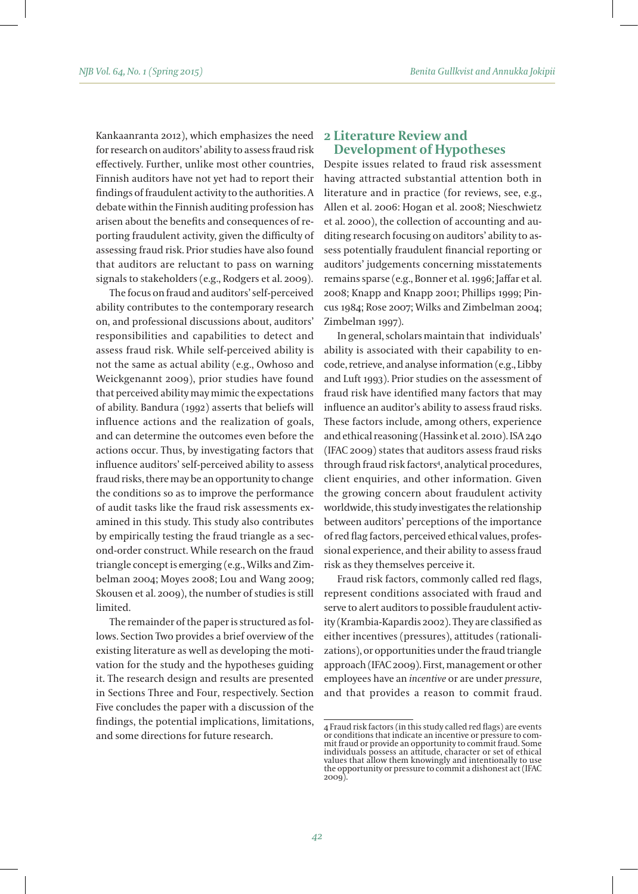Kankaanranta 2012), which emphasizes the need for research on auditors' ability to assess fraud risk effectively. Further, unlike most other countries, Finnish auditors have not yet had to report their findings of fraudulent activity to the authorities. A debate within the Finnish auditing profession has arisen about the benefits and consequences of reporting fraudulent activity, given the difficulty of assessing fraud risk. Prior studies have also found that auditors are reluctant to pass on warning signals to stakeholders (e.g., Rodgers et al. 2009).

The focus on fraud and auditors' self-perceived ability contributes to the contemporary research on, and professional discussions about, auditors' responsibilities and capabilities to detect and assess fraud risk. While self-perceived ability is not the same as actual ability (e.g., Owhoso and Weickgenannt 2009), prior studies have found that perceived ability may mimic the expectations of ability. Bandura (1992) asserts that beliefs will influence actions and the realization of goals, and can determine the outcomes even before the actions occur. Thus, by investigating factors that influence auditors' self-perceived ability to assess fraud risks, there may be an opportunity to change the conditions so as to improve the performance of audit tasks like the fraud risk assessments examined in this study. This study also contributes by empirically testing the fraud triangle as a second-order construct. While research on the fraud triangle concept is emerging (e.g., Wilks and Zimbelman 2004; Moyes 2008; Lou and Wang 2009; Skousen et al. 2009), the number of studies is still limited.

The remainder of the paper is structured as follows. Section Two provides a brief overview of the existing literature as well as developing the motivation for the study and the hypotheses guiding it. The research design and results are presented in Sections Three and Four, respectively. Section Five concludes the paper with a discussion of the findings, the potential implications, limitations, and some directions for future research.

## 2 Literature Review and Development of Hypotheses

Despite issues related to fraud risk assessment having attracted substantial attention both in literature and in practice (for reviews, see, e.g., Allen et al. 2006: Hogan et al. 2008; Nieschwietz et al. 2000), the collection of accounting and auditing research focusing on auditors' ability to assess potentially fraudulent financial reporting or auditors' judgements concerning misstatements remains sparse (e.g., Bonner et al. 1996; Jaffar et al. 2008; Knapp and Knapp 2001; Phillips 1999; Pincus 1984; Rose 2007; Wilks and Zimbelman 2004; Zimbelman 1997).

In general, scholars maintain that individuals' ability is associated with their capability to encode, retrieve, and analyse information (e.g., Libby and Luft 1993). Prior studies on the assessment of fraud risk have identified many factors that may influence an auditor's ability to assess fraud risks. These factors include, among others, experience and ethical reasoning (Hassink et al. 2010). ISA 240 (IFAC 2009) states that auditors assess fraud risks through fraud risk factors[4], analytical procedures, client enquiries, and other information. Given the growing concern about fraudulent activity worldwide, this study investigates the relationship between auditors' perceptions of the importance of red flag factors, perceived ethical values, professional experience, and their ability to assess fraud risk as they themselves perceive it.

Fraud risk factors, commonly called red flags, represent conditions associated with fraud and serve to alert auditors to possible fraudulent activity (Krambia-Kapardis 2002). They are classified as either incentives (pressures), attitudes (rationalizations), or opportunities under the fraud triangle approach (IFAC 2009). First, management or other employees have an *incentive* or are under *pressure*, and that provides a reason to commit fraud.

[4] Fraud risk factors (in this study called red flags) are events or conditions that indicate an incentive or pressure to commit fraud or provide an opportunity to commit fraud. Some individuals possess an attitude, character or set of ethical values that allow them knowingly and intentionally to use the opportunity or pressure to commit a dishonest act (IFAC 2009).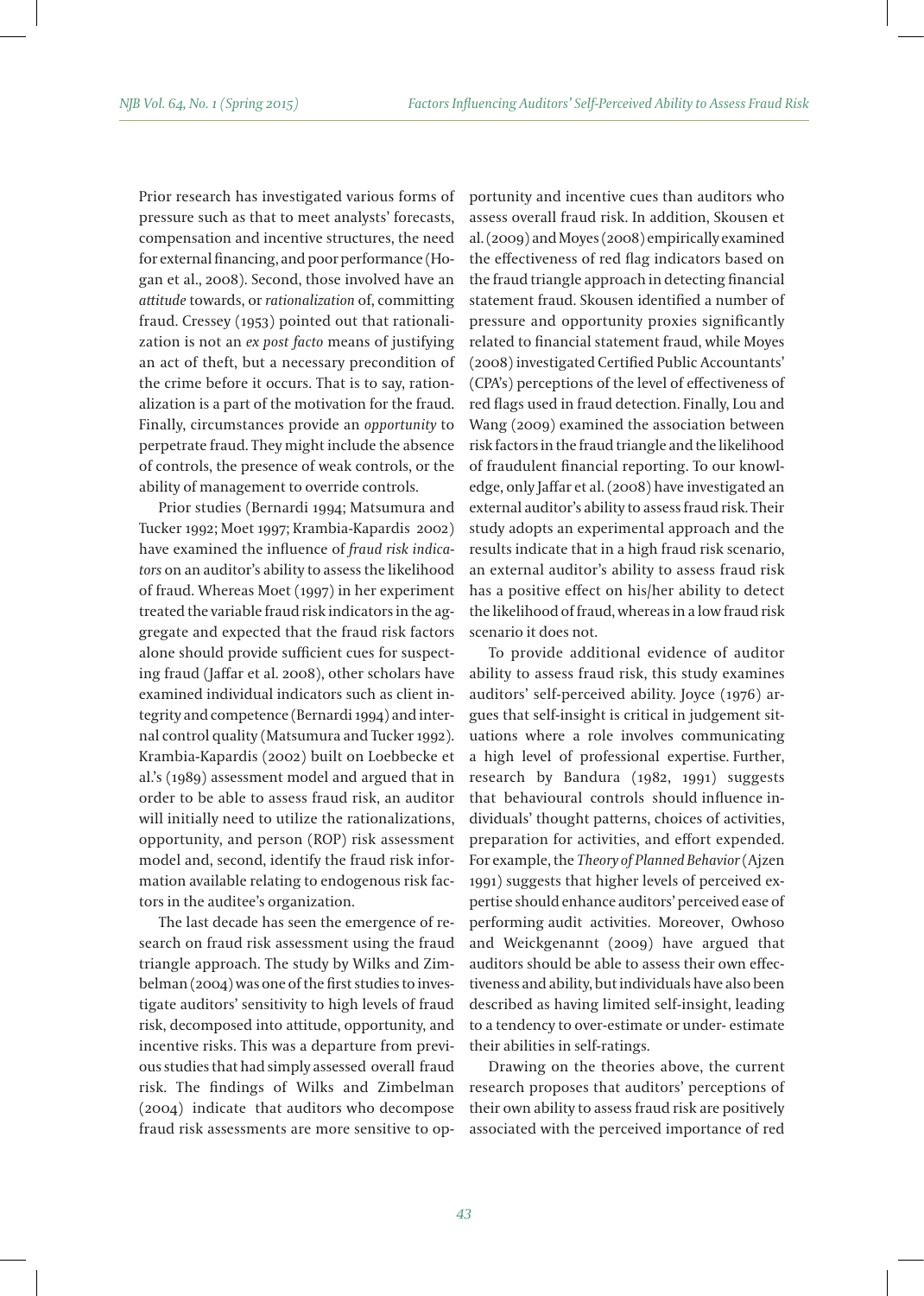Prior research has investigated various forms of pressure such as that to meet analysts' forecasts, compensation and incentive structures, the need for external financing, and poor performance (Hogan et al., 2008). Second, those involved have an *attitude* towards, or *rationalization* of, committing fraud. Cressey (1953) pointed out that rationalization is not an *ex post facto* means of justifying an act of theft, but a necessary precondition of the crime before it occurs. That is to say, rationalization is a part of the motivation for the fraud. Finally, circumstances provide an *opportunity* to perpetrate fraud. They might include the absence of controls, the presence of weak controls, or the ability of management to override controls.

Prior studies (Bernardi 1994; Matsumura and Tucker 1992; Moet 1997; Krambia-Kapardis 2002) have examined the influence of *fraud risk indicators* on an auditor's ability to assess the likelihood of fraud. Whereas Moet (1997) in her experiment treated the variable fraud risk indicators in the aggregate and expected that the fraud risk factors alone should provide sufficient cues for suspecting fraud (Jaffar et al. 2008), other scholars have examined individual indicators such as client integrity and competence (Bernardi 1994) and internal control quality (Matsumura and Tucker 1992). Krambia-Kapardis (2002) built on Loebbecke et al.'s (1989) assessment model and argued that in order to be able to assess fraud risk, an auditor will initially need to utilize the rationalizations, opportunity, and person (ROP) risk assessment model and, second, identify the fraud risk information available relating to endogenous risk factors in the auditee's organization.

The last decade has seen the emergence of research on fraud risk assessment using the fraud triangle approach. The study by Wilks and Zimbelman (2004) was one of the first studies to investigate auditors' sensitivity to high levels of fraud risk, decomposed into attitude, opportunity, and incentive risks. This was a departure from previous studies that had simply assessed overall fraud risk. The findings of Wilks and Zimbelman (2004) indicate that auditors who decompose fraud risk assessments are more sensitive to opportunity and incentive cues than auditors who assess overall fraud risk. In addition, Skousen et al. (2009) and Moyes (2008) empirically examined the effectiveness of red flag indicators based on the fraud triangle approach in detecting financial statement fraud. Skousen identified a number of pressure and opportunity proxies significantly related to financial statement fraud, while Moyes (2008) investigated Certified Public Accountants' (CPA's) perceptions of the level of effectiveness of red flags used in fraud detection. Finally, Lou and Wang (2009) examined the association between risk factors in the fraud triangle and the likelihood of fraudulent financial reporting. To our knowledge, only Jaffar et al. (2008) have investigated an external auditor's ability to assess fraud risk. Their study adopts an experimental approach and the results indicate that in a high fraud risk scenario, an external auditor's ability to assess fraud risk has a positive effect on his/her ability to detect the likelihood of fraud, whereas in a low fraud risk scenario it does not.

To provide additional evidence of auditor ability to assess fraud risk, this study examines auditors' self-perceived ability. Joyce (1976) argues that self-insight is critical in judgement situations where a role involves communicating a high level of professional expertise. Further, research by Bandura (1982, 1991) suggests that behavioural controls should influence individuals' thought patterns, choices of activities, preparation for activities, and effort expended. For example, the *Theory of Planned Behavior* (Ajzen 1991) suggests that higher levels of perceived expertise should enhance auditors' perceived ease of performing audit activities. Moreover, Owhoso and Weickgenannt (2009) have argued that auditors should be able to assess their own effectiveness and ability, but individuals have also been described as having limited self-insight, leading to a tendency to over-estimate or under- estimate their abilities in self-ratings.

Drawing on the theories above, the current research proposes that auditors' perceptions of their own ability to assess fraud risk are positively associated with the perceived importance of red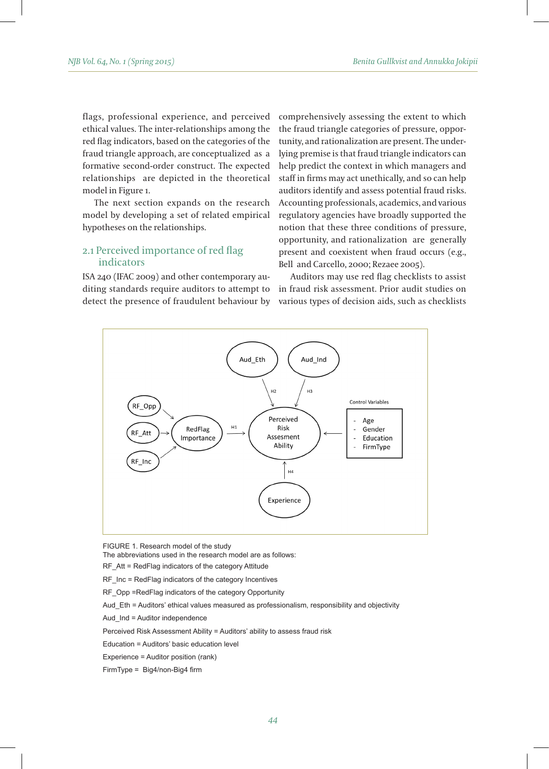flags, professional experience, and perceived ethical values. The inter-relationships among the red flag indicators, based on the categories of the fraud triangle approach, are conceptualized as a formative second-order construct. The expected relationships are depicted in the theoretical model in Figure 1.

The next section expands on the research model by developing a set of related empirical hypotheses on the relationships.

## 2.1 Perceived importance of red flag indicators

ISA 240 (IFAC 2009) and other contemporary auditing standards require auditors to attempt to detect the presence of fraudulent behaviour by comprehensively assessing the extent to which the fraud triangle categories of pressure, opportunity, and rationalization are present. The underlying premise is that fraud triangle indicators can help predict the context in which managers and staff in firms may act unethically, and so can help auditors identify and assess potential fraud risks. Accounting professionals, academics, and various regulatory agencies have broadly supported the notion that these three conditions of pressure, opportunity, and rationalization are generally present and coexistent when fraud occurs (e.g., Bell and Carcello, 2000; Rezaee 2005).

Auditors may use red flag checklists to assist in fraud risk assessment. Prior audit studies on various types of decision aids, such as checklists

FIGURE 1. Research model of the study

The abbreviations used in the research model are as follows:

RF_Att = RedFlag indicators of the category Attitude

RF_Inc = RedFlag indicators of the category Incentives

RF_Opp =RedFlag indicators of the category Opportunity

Aud_Eth = Auditors' ethical values measured as professionalism, responsibility and objectivity

Aud_Ind = Auditor independence

Perceived Risk Assessment Ability = Auditors' ability to assess fraud risk

Education = Auditors' basic education level

Experience = Auditor position (rank)

FirmType = Big4/non-Big4 firm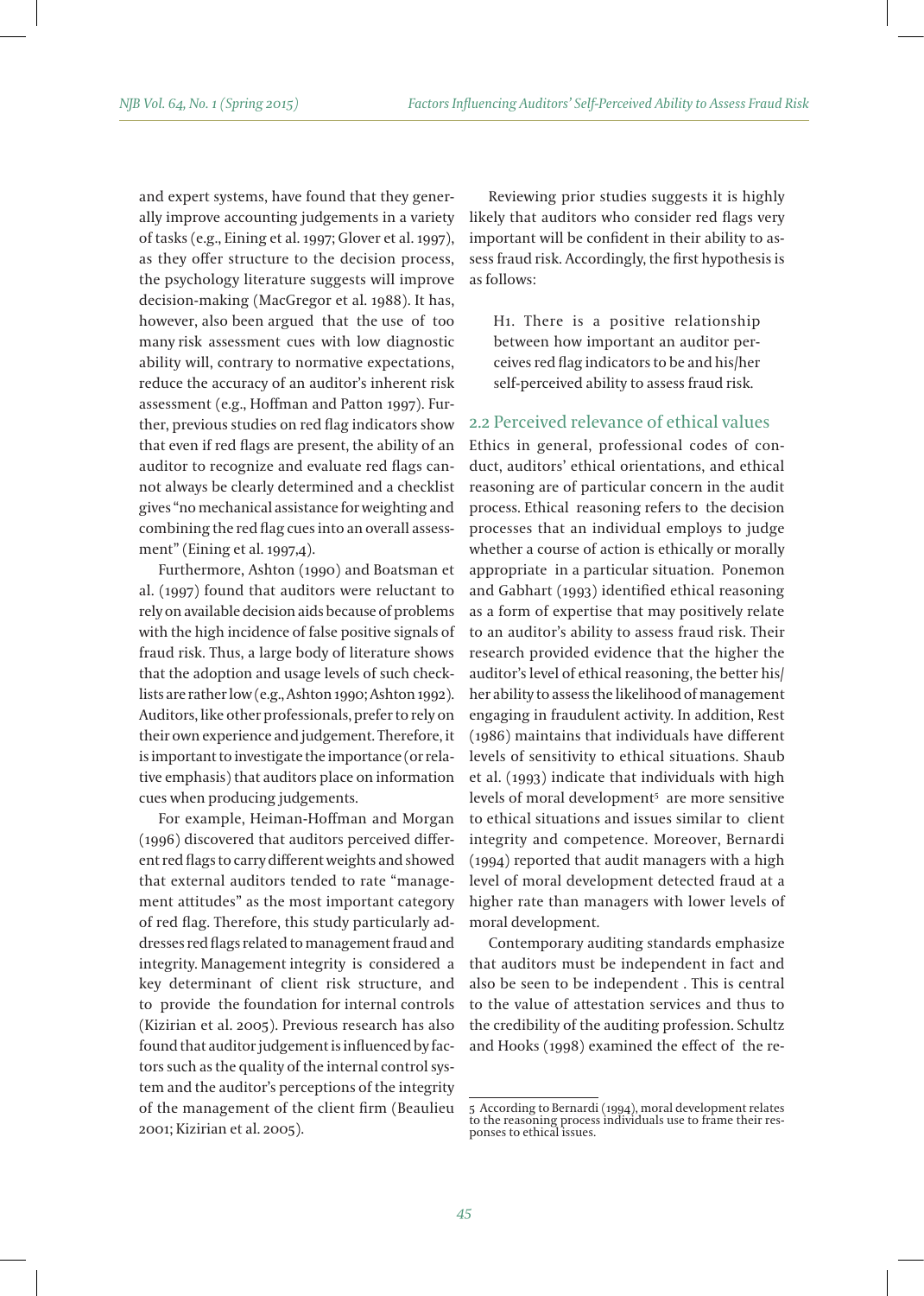and expert systems, have found that they generally improve accounting judgements in a variety of tasks (e.g., Eining et al. 1997; Glover et al. 1997), as they offer structure to the decision process, the psychology literature suggests will improve decision-making (MacGregor et al. 1988). It has, however, also been argued that the use of too many risk assessment cues with low diagnostic ability will, contrary to normative expectations, reduce the accuracy of an auditor's inherent risk assessment (e.g., Hoffman and Patton 1997). Further, previous studies on red flag indicators show that even if red flags are present, the ability of an auditor to recognize and evaluate red flags cannot always be clearly determined and a checklist gives "no mechanical assistance for weighting and combining the red flag cues into an overall assessment" (Eining et al. 1997,4).

Furthermore, Ashton (1990) and Boatsman et al. (1997) found that auditors were reluctant to rely on available decision aids because of problems with the high incidence of false positive signals of fraud risk. Thus, a large body of literature shows that the adoption and usage levels of such checklists are rather low (e.g., Ashton 1990; Ashton 1992). Auditors, like other professionals, prefer to rely on their own experience and judgement. Therefore, it is important to investigate the importance (or relative emphasis) that auditors place on information cues when producing judgements.

For example, Heiman-Hoffman and Morgan (1996) discovered that auditors perceived different red flags to carry different weights and showed that external auditors tended to rate "management attitudes" as the most important category of red flag. Therefore, this study particularly addresses red flags related to management fraud and integrity. Management integrity is considered a key determinant of client risk structure, and to provide the foundation for internal controls (Kizirian et al. 2005). Previous research has also found that auditor judgement is influenced by factors such as the quality of the internal control system and the auditor's perceptions of the integrity of the management of the client firm (Beaulieu 2001; Kizirian et al. 2005).

Reviewing prior studies suggests it is highly likely that auditors who consider red flags very important will be confident in their ability to assess fraud risk. Accordingly, the first hypothesis is as follows:

> H1. There is a positive relationship between how important an auditor perceives red flag indicators to be and his/her self-perceived ability to assess fraud risk.

## 2.2 Perceived relevance of ethical values

Ethics in general, professional codes of conduct, auditors' ethical orientations, and ethical reasoning are of particular concern in the audit process. Ethical reasoning refers to the decision processes that an individual employs to judge whether a course of action is ethically or morally appropriate in a particular situation. Ponemon and Gabhart (1993) identified ethical reasoning as a form of expertise that may positively relate to an auditor's ability to assess fraud risk. Their research provided evidence that the higher the auditor's level of ethical reasoning, the better his/her ability to assess the likelihood of management engaging in fraudulent activity. In addition, Rest (1986) maintains that individuals have different levels of sensitivity to ethical situations. Shaub et al. (1993) indicate that individuals with high levels of moral development[5] are more sensitive to ethical situations and issues similar to client integrity and competence. Moreover, Bernardi (1994) reported that audit managers with a high level of moral development detected fraud at a higher rate than managers with lower levels of moral development.

Contemporary auditing standards emphasize that auditors must be independent in fact and also be seen to be independent . This is central to the value of attestation services and thus to the credibility of the auditing profession. Schultz and Hooks (1998) examined the effect of the re-

5 According to Bernardi (1994), moral development relates to the reasoning process individuals use to frame their responses to ethical issues.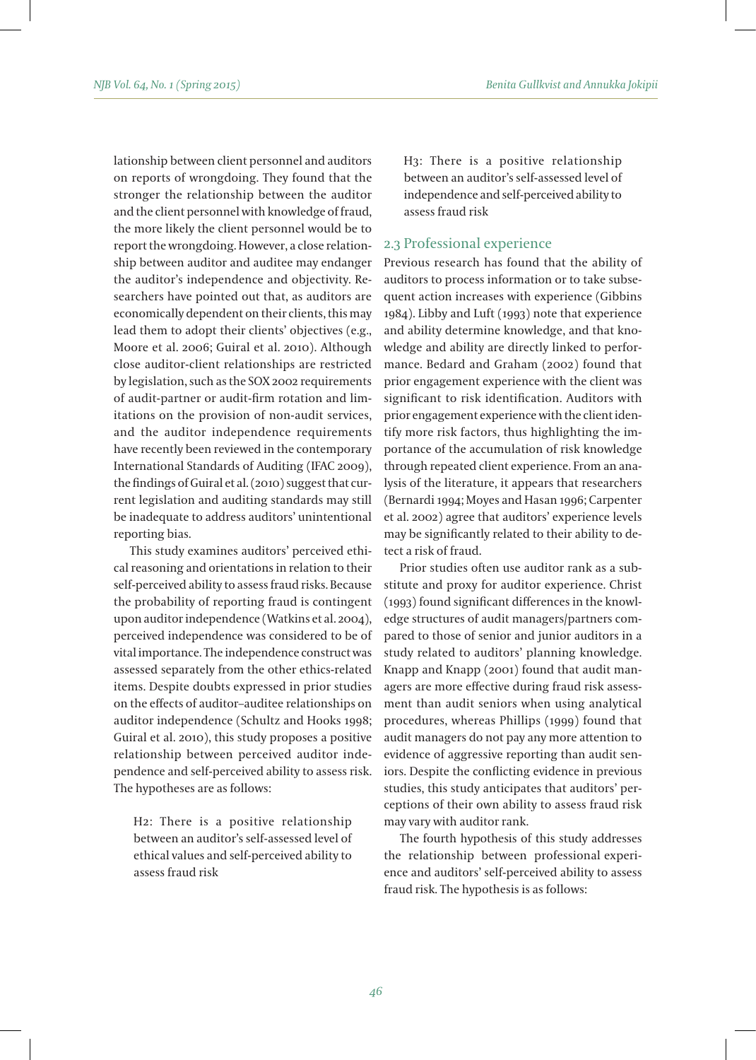lationship between client personnel and auditors on reports of wrongdoing. They found that the stronger the relationship between the auditor and the client personnel with knowledge of fraud, the more likely the client personnel would be to report the wrongdoing. However, a close relationship between auditor and auditee may endanger the auditor's independence and objectivity. Researchers have pointed out that, as auditors are economically dependent on their clients, this may lead them to adopt their clients' objectives (e.g., Moore et al. 2006; Guiral et al. 2010). Although close auditor-client relationships are restricted by legislation, such as the SOX 2002 requirements of audit-partner or audit-firm rotation and limitations on the provision of non-audit services, and the auditor independence requirements have recently been reviewed in the contemporary International Standards of Auditing (IFAC 2009), the findings of Guiral et al. (2010) suggest that current legislation and auditing standards may still be inadequate to address auditors' unintentional reporting bias.

This study examines auditors' perceived ethical reasoning and orientations in relation to their self-perceived ability to assess fraud risks. Because the probability of reporting fraud is contingent upon auditor independence (Watkins et al. 2004), perceived independence was considered to be of vital importance. The independence construct was assessed separately from the other ethics-related items. Despite doubts expressed in prior studies on the effects of auditor–auditee relationships on auditor independence (Schultz and Hooks 1998; Guiral et al. 2010), this study proposes a positive relationship between perceived auditor independence and self-perceived ability to assess risk. The hypotheses are as follows:

> H2: There is a positive relationship between an auditor's self-assessed level of ethical values and self-perceived ability to assess fraud risk

> H3: There is a positive relationship between an auditor's self-assessed level of independence and self-perceived ability to assess fraud risk

## 2.3 Professional experience

Previous research has found that the ability of auditors to process information or to take subsequent action increases with experience (Gibbins 1984). Libby and Luft (1993) note that experience and ability determine knowledge, and that knowledge and ability are directly linked to performance. Bedard and Graham (2002) found that prior engagement experience with the client was significant to risk identification. Auditors with prior engagement experience with the client identify more risk factors, thus highlighting the importance of the accumulation of risk knowledge through repeated client experience. From an analysis of the literature, it appears that researchers (Bernardi 1994; Moyes and Hasan 1996; Carpenter et al. 2002) agree that auditors' experience levels may be significantly related to their ability to detect a risk of fraud.

Prior studies often use auditor rank as a substitute and proxy for auditor experience. Christ (1993) found significant differences in the knowledge structures of audit managers/partners compared to those of senior and junior auditors in a study related to auditors' planning knowledge. Knapp and Knapp (2001) found that audit managers are more effective during fraud risk assessment than audit seniors when using analytical procedures, whereas Phillips (1999) found that audit managers do not pay any more attention to evidence of aggressive reporting than audit seniors. Despite the conflicting evidence in previous studies, this study anticipates that auditors' perceptions of their own ability to assess fraud risk may vary with auditor rank.

The fourth hypothesis of this study addresses the relationship between professional experience and auditors' self-perceived ability to assess fraud risk. The hypothesis is as follows: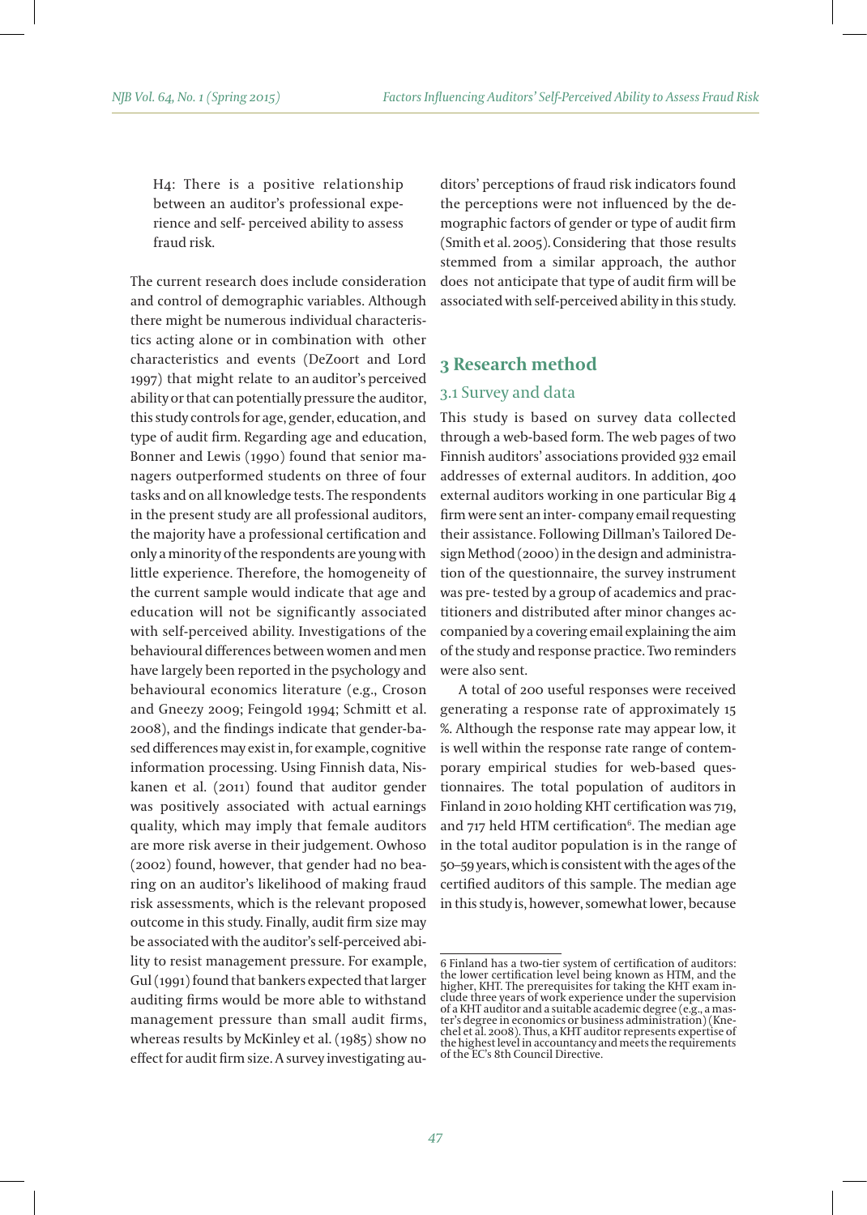H4: There is a positive relationship between an auditor's professional experience and self- perceived ability to assess fraud risk.

The current research does include consideration and control of demographic variables. Although there might be numerous individual characteristics acting alone or in combination with other characteristics and events (DeZoort and Lord 1997) that might relate to an auditor's perceived ability or that can potentially pressure the auditor, this study controls for age, gender, education, and type of audit firm. Regarding age and education, Bonner and Lewis (1990) found that senior managers outperformed students on three of four tasks and on all knowledge tests. The respondents in the present study are all professional auditors, the majority have a professional certification and only a minority of the respondents are young with little experience. Therefore, the homogeneity of the current sample would indicate that age and education will not be significantly associated with self-perceived ability. Investigations of the behavioural differences between women and men have largely been reported in the psychology and behavioural economics literature (e.g., Croson and Gneezy 2009; Feingold 1994; Schmitt et al. 2008), and the findings indicate that gender-based differences may exist in, for example, cognitive information processing. Using Finnish data, Niskanen et al. (2011) found that auditor gender was positively associated with actual earnings quality, which may imply that female auditors are more risk averse in their judgement. Owhoso (2002) found, however, that gender had no bearing on an auditor's likelihood of making fraud risk assessments, which is the relevant proposed outcome in this study. Finally, audit firm size may be associated with the auditor's self-perceived ability to resist management pressure. For example, Gul (1991) found that bankers expected that larger auditing firms would be more able to withstand management pressure than small audit firms, whereas results by McKinley et al. (1985) show no effect for audit firm size. A survey investigating auditors' perceptions of fraud risk indicators found the perceptions were not influenced by the demographic factors of gender or type of audit firm (Smith et al. 2005). Considering that those results stemmed from a similar approach, the author does not anticipate that type of audit firm will be associated with self-perceived ability in this study.

## 3 Research method

### 3.1 Survey and data

This study is based on survey data collected through a web-based form. The web pages of two Finnish auditors' associations provided 932 email addresses of external auditors. In addition, 400 external auditors working in one particular Big 4 firm were sent an inter- company email requesting their assistance. Following Dillman's Tailored Design Method (2000) in the design and administration of the questionnaire, the survey instrument was pre- tested by a group of academics and practitioners and distributed after minor changes accompanied by a covering email explaining the aim of the study and response practice. Two reminders were also sent.

A total of 200 useful responses were received generating a response rate of approximately 15 %. Although the response rate may appear low, it is well within the response rate range of contemporary empirical studies for web-based questionnaires. The total population of auditors in Finland in 2010 holding KHT certification was 719, and 717 held HTM certification[6]. The median age in the total auditor population is in the range of 50–59 years, which is consistent with the ages of the certified auditors of this sample. The median age in this study is, however, somewhat lower, because

6 Finland has a two-tier system of certification of auditors: the lower certification level being known as HTM, and the higher, KHT. The prerequisites for taking the KHT exam include three years of work experience under the supervision of a KHT auditor and a suitable academic degree (e.g., a master's degree in economics or business administration) (Knechel et al. 2008). Thus, a KHT auditor represents expertise of the highest level in accountancy and meets the requirements of the EC's 8th Council Directive.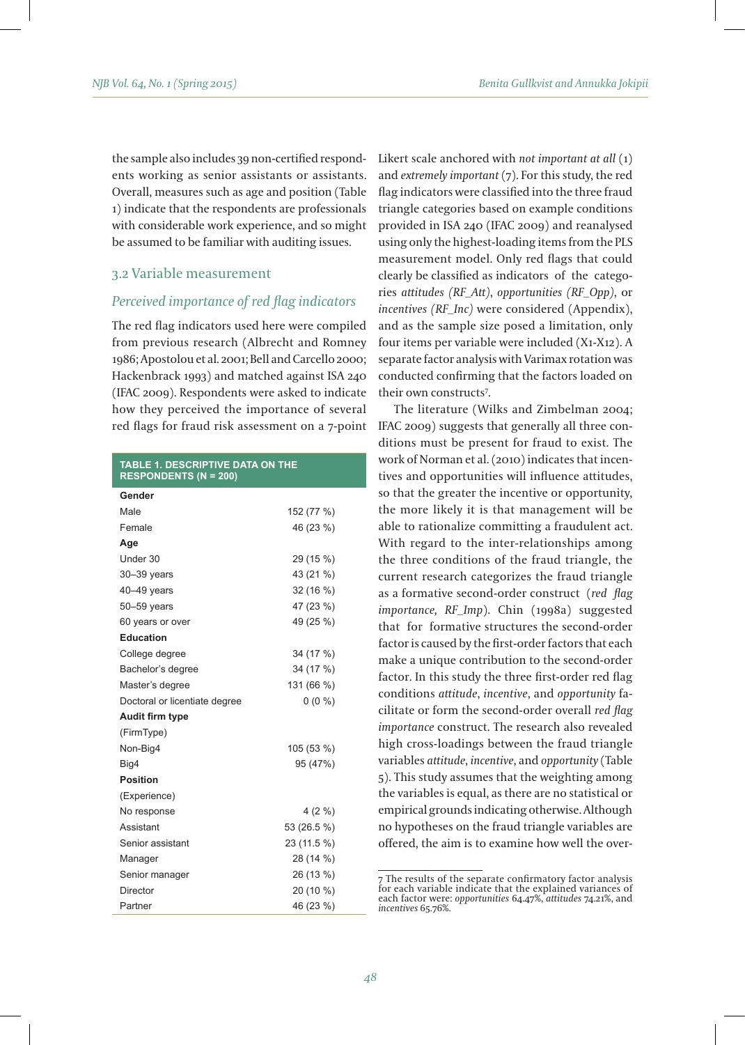the sample also includes 39 non-certified respondents working as senior assistants or assistants. Overall, measures such as age and position (Table 1) indicate that the respondents are professionals with considerable work experience, and so might be assumed to be familiar with auditing issues.

## 3.2 Variable measurement

### *Perceived importance of red flag indicators*

The red flag indicators used here were compiled from previous research (Albrecht and Romney 1986; Apostolou et al. 2001; Bell and Carcello 2000; Hackenbrack 1993) and matched against ISA 240 (IFAC 2009). Respondents were asked to indicate how they perceived the importance of several red flags for fraud risk assessment on a 7-point Likert scale anchored with *not important at all* (1) and *extremely important* (7). For this study, the red flag indicators were classified into the three fraud triangle categories based on example conditions provided in ISA 240 (IFAC 2009) and reanalysed using only the highest-loading items from the PLS measurement model. Only red flags that could clearly be classified as indicators of the categories *attitudes (RF_Att)*, *opportunities (RF_Opp)*, or *incentives (RF_Inc)* were considered (Appendix), and as the sample size posed a limitation, only four items per variable were included (X1-X12). A separate factor analysis with Varimax rotation was conducted confirming that the factors loaded on their own constructs[7].

**TABLE 1. DESCRIPTIVE DATA ON THE RESPONDENTS (N = 200)**

| | |
|---|---|
| **Gender** | |
| Male | 152 (77 %) |
| Female | 46 (23 %) |
| **Age** | |
| Under 30 | 29 (15 %) |
| 30–39 years | 43 (21 %) |
| 40–49 years | 32 (16 %) |
| 50–59 years | 47 (23 %) |
| 60 years or over | 49 (25 %) |
| **Education** | |
| College degree | 34 (17 %) |
| Bachelor's degree | 34 (17 %) |
| Master's degree | 131 (66 %) |
| Doctoral or licentiate degree | 0 (0 %) |
| **Audit firm type** | |
| (FirmType) | |
| Non-Big4 | 105 (53 %) |
| Big4 | 95 (47%) |
| **Position** | |
| (Experience) | |
| No response | 4 (2 %) |
| Assistant | 53 (26.5 %) |
| Senior assistant | 23 (11.5 %) |
| Manager | 28 (14 %) |
| Senior manager | 26 (13 %) |
| Director | 20 (10 %) |
| Partner | 46 (23 %) |

The literature (Wilks and Zimbelman 2004; IFAC 2009) suggests that generally all three conditions must be present for fraud to exist. The work of Norman et al. (2010) indicates that incentives and opportunities will influence attitudes, so that the greater the incentive or opportunity, the more likely it is that management will be able to rationalize committing a fraudulent act. With regard to the inter-relationships among the three conditions of the fraud triangle, the current research categorizes the fraud triangle as a formative second-order construct (*red flag importance, RF_Imp*). Chin (1998a) suggested that for formative structures the second-order factor is caused by the first-order factors that each make a unique contribution to the second-order factor. In this study the three first-order red flag conditions *attitude*, *incentive*, and *opportunity* facilitate or form the second-order overall *red flag importance* construct. The research also revealed high cross-loadings between the fraud triangle variables *attitude*, *incentive*, and *opportunity* (Table 5). This study assumes that the weighting among the variables is equal, as there are no statistical or empirical grounds indicating otherwise. Although no hypotheses on the fraud triangle variables are offered, the aim is to examine how well the over-

---

[7] The results of the separate confirmatory factor analysis for each variable indicate that the explained variances of each factor were: *opportunities* 64.47%, *attitudes* 74.21%, and *incentives* 65.76%.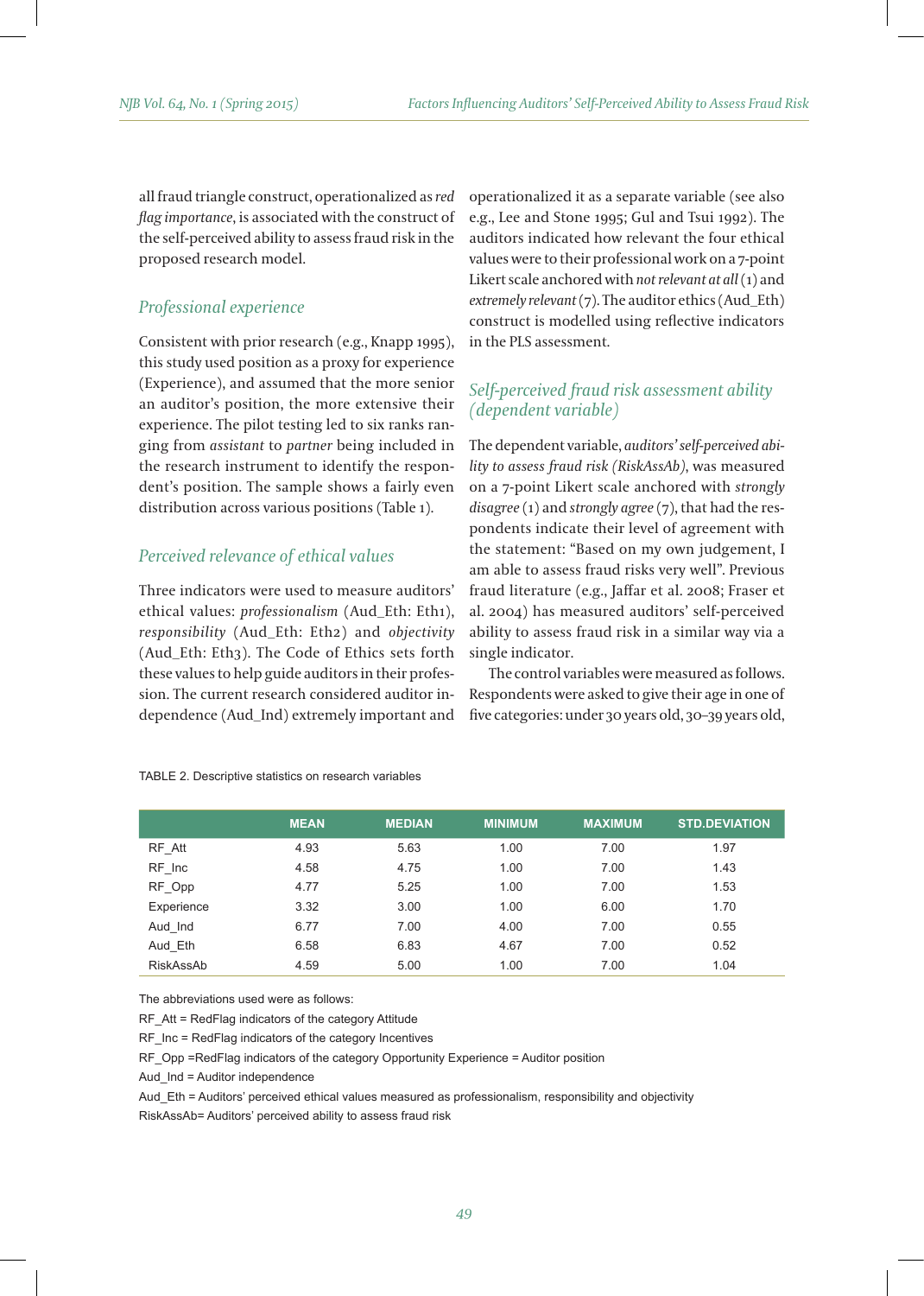all fraud triangle construct, operationalized as *red flag importance*, is associated with the construct of the self-perceived ability to assess fraud risk in the proposed research model.

### *Professional experience*

Consistent with prior research (e.g., Knapp 1995), this study used position as a proxy for experience (Experience), and assumed that the more senior an auditor's position, the more extensive their experience. The pilot testing led to six ranks ranging from *assistant* to *partner* being included in the research instrument to identify the respondent's position. The sample shows a fairly even distribution across various positions (Table 1).

### *Perceived relevance of ethical values*

Three indicators were used to measure auditors' ethical values: *professionalism* (Aud_Eth: Eth1), *responsibility* (Aud_Eth: Eth2) and *objectivity* (Aud_Eth: Eth3). The Code of Ethics sets forth these values to help guide auditors in their profession. The current research considered auditor independence (Aud_Ind) extremely important and operationalized it as a separate variable (see also e.g., Lee and Stone 1995; Gul and Tsui 1992). The auditors indicated how relevant the four ethical values were to their professional work on a 7-point Likert scale anchored with *not relevant at all* (1) and *extremely relevant* (7). The auditor ethics (Aud_Eth) construct is modelled using reflective indicators in the PLS assessment.

### *Self-perceived fraud risk assessment ability (dependent variable)*

The dependent variable, *auditors' self-perceived ability to assess fraud risk (RiskAssAb)*, was measured on a 7-point Likert scale anchored with *strongly disagree* (1) and *strongly agree* (7), that had the respondents indicate their level of agreement with the statement: "Based on my own judgement, I am able to assess fraud risks very well". Previous fraud literature (e.g., Jaffar et al. 2008; Fraser et al. 2004) has measured auditors' self-perceived ability to assess fraud risk in a similar way via a single indicator.

The control variables were measured as follows. Respondents were asked to give their age in one of five categories: under 30 years old, 30–39 years old,

TABLE 2. Descriptive statistics on research variables

| | MEAN | MEDIAN | MINIMUM | MAXIMUM | STD.DEVIATION |
|---|---|---|---|---|---|
| RF_Att | 4.93 | 5.63 | 1.00 | 7.00 | 1.97 |
| RF_Inc | 4.58 | 4.75 | 1.00 | 7.00 | 1.43 |
| RF_Opp | 4.77 | 5.25 | 1.00 | 7.00 | 1.53 |
| Experience | 3.32 | 3.00 | 1.00 | 6.00 | 1.70 |
| Aud_Ind | 6.77 | 7.00 | 4.00 | 7.00 | 0.55 |
| Aud_Eth | 6.58 | 6.83 | 4.67 | 7.00 | 0.52 |
| RiskAssAb | 4.59 | 5.00 | 1.00 | 7.00 | 1.04 |

The abbreviations used were as follows:

RF_Att = RedFlag indicators of the category Attitude

RF_Inc = RedFlag indicators of the category Incentives

RF_Opp =RedFlag indicators of the category Opportunity Experience = Auditor position

Aud_Ind = Auditor independence

Aud_Eth = Auditors' perceived ethical values measured as professionalism, responsibility and objectivity

RiskAssAb= Auditors' perceived ability to assess fraud risk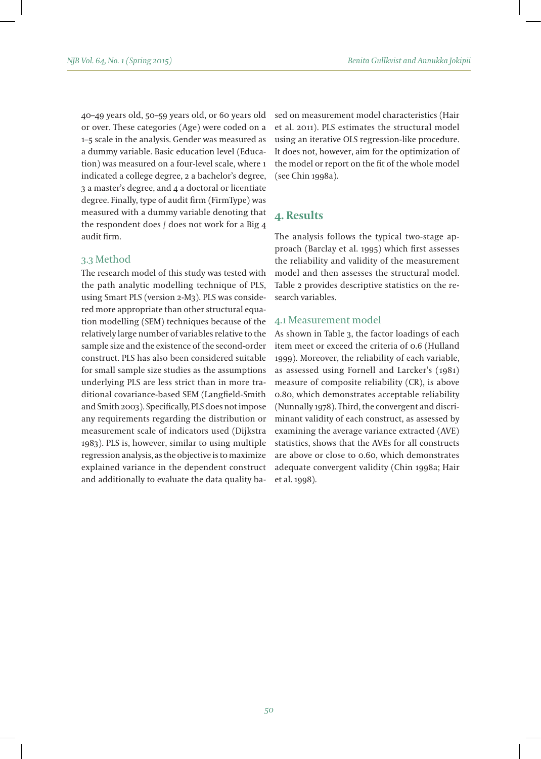40–49 years old, 50–59 years old, or 60 years old or over. These categories (Age) were coded on a 1–5 scale in the analysis. Gender was measured as a dummy variable. Basic education level (Education) was measured on a four-level scale, where 1 indicated a college degree, 2 a bachelor's degree, 3 a master's degree, and 4 a doctoral or licentiate degree. Finally, type of audit firm (FirmType) was measured with a dummy variable denoting that the respondent does / does not work for a Big 4 audit firm.

### 3.3 Method

The research model of this study was tested with the path analytic modelling technique of PLS, using Smart PLS (version 2-M3). PLS was considered more appropriate than other structural equation modelling (SEM) techniques because of the relatively large number of variables relative to the sample size and the existence of the second-order construct. PLS has also been considered suitable for small sample size studies as the assumptions underlying PLS are less strict than in more traditional covariance-based SEM (Langfield-Smith and Smith 2003). Specifically, PLS does not impose any requirements regarding the distribution or measurement scale of indicators used (Dijkstra 1983). PLS is, however, similar to using multiple regression analysis, as the objective is to maximize explained variance in the dependent construct and additionally to evaluate the data quality based on measurement model characteristics (Hair et al. 2011). PLS estimates the structural model using an iterative OLS regression-like procedure. It does not, however, aim for the optimization of the model or report on the fit of the whole model (see Chin 1998a).

## 4. Results

The analysis follows the typical two-stage approach (Barclay et al. 1995) which first assesses the reliability and validity of the measurement model and then assesses the structural model. Table 2 provides descriptive statistics on the research variables.

### 4.1 Measurement model

As shown in Table 3, the factor loadings of each item meet or exceed the criteria of 0.6 (Hulland 1999). Moreover, the reliability of each variable, as assessed using Fornell and Larcker's (1981) measure of composite reliability (CR), is above 0.80, which demonstrates acceptable reliability (Nunnally 1978). Third, the convergent and discriminant validity of each construct, as assessed by examining the average variance extracted (AVE) statistics, shows that the AVEs for all constructs are above or close to 0.60, which demonstrates adequate convergent validity (Chin 1998a; Hair et al. 1998).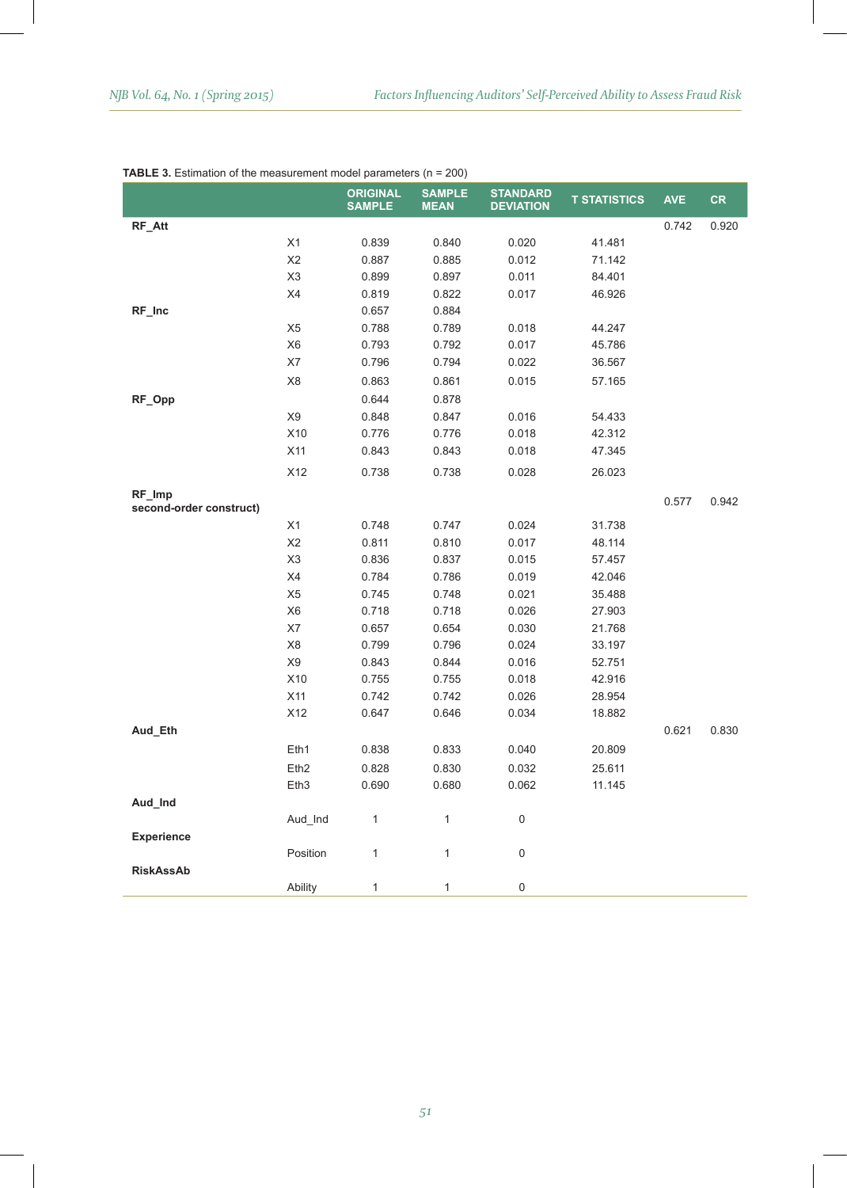**TABLE 3.** Estimation of the measurement model parameters (n = 200)

| | | ORIGINAL SAMPLE | SAMPLE MEAN | STANDARD DEVIATION | T STATISTICS | AVE | CR |
|---|---|---|---|---|---|---|---|
| **RF_Att** | | | | | | 0.742 | 0.920 |
| | X1 | 0.839 | 0.840 | 0.020 | 41.481 | | |
| | X2 | 0.887 | 0.885 | 0.012 | 71.142 | | |
| | X3 | 0.899 | 0.897 | 0.011 | 84.401 | | |
| | X4 | 0.819 | 0.822 | 0.017 | 46.926 | | |
| **RF_Inc** | | 0.657 | 0.884 | | | | |
| | X5 | 0.788 | 0.789 | 0.018 | 44.247 | | |
| | X6 | 0.793 | 0.792 | 0.017 | 45.786 | | |
| | X7 | 0.796 | 0.794 | 0.022 | 36.567 | | |
| | X8 | 0.863 | 0.861 | 0.015 | 57.165 | | |
| **RF_Opp** | | 0.644 | 0.878 | | | | |
| | X9 | 0.848 | 0.847 | 0.016 | 54.433 | | |
| | X10 | 0.776 | 0.776 | 0.018 | 42.312 | | |
| | X11 | 0.843 | 0.843 | 0.018 | 47.345 | | |
| | X12 | 0.738 | 0.738 | 0.028 | 26.023 | | |
| **RF_Imp second-order construct)** | | | | | | 0.577 | 0.942 |
| | X1 | 0.748 | 0.747 | 0.024 | 31.738 | | |
| | X2 | 0.811 | 0.810 | 0.017 | 48.114 | | |
| | X3 | 0.836 | 0.837 | 0.015 | 57.457 | | |
| | X4 | 0.784 | 0.786 | 0.019 | 42.046 | | |
| | X5 | 0.745 | 0.748 | 0.021 | 35.488 | | |
| | X6 | 0.718 | 0.718 | 0.026 | 27.903 | | |
| | X7 | 0.657 | 0.654 | 0.030 | 21.768 | | |
| | X8 | 0.799 | 0.796 | 0.024 | 33.197 | | |
| | X9 | 0.843 | 0.844 | 0.016 | 52.751 | | |
| | X10 | 0.755 | 0.755 | 0.018 | 42.916 | | |
| | X11 | 0.742 | 0.742 | 0.026 | 28.954 | | |
| | X12 | 0.647 | 0.646 | 0.034 | 18.882 | | |
| **Aud_Eth** | | | | | | 0.621 | 0.830 |
| | Eth1 | 0.838 | 0.833 | 0.040 | 20.809 | | |
| | Eth2 | 0.828 | 0.830 | 0.032 | 25.611 | | |
| | Eth3 | 0.690 | 0.680 | 0.062 | 11.145 | | |
| **Aud_Ind** | | | | | | | |
| | Aud_Ind | 1 | 1 | 0 | | | |
| **Experience** | | | | | | | |
| | Position | 1 | 1 | 0 | | | |
| **RiskAssAb** | | | | | | | |
| | Ability | 1 | 1 | 0 | | | |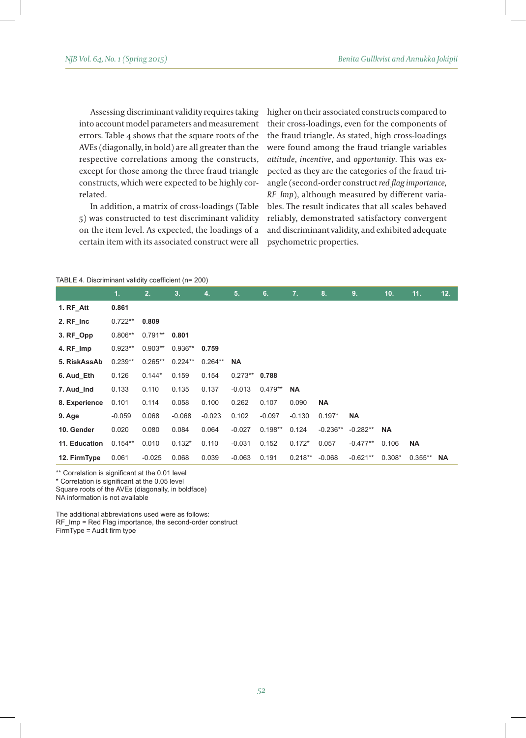Assessing discriminant validity requires taking into account model parameters and measurement errors. Table 4 shows that the square roots of the AVEs (diagonally, in bold) are all greater than the respective correlations among the constructs, except for those among the three fraud triangle constructs, which were expected to be highly correlated.

In addition, a matrix of cross-loadings (Table 5) was constructed to test discriminant validity on the item level. As expected, the loadings of a certain item with its associated construct were all higher on their associated constructs compared to their cross-loadings, even for the components of the fraud triangle. As stated, high cross-loadings were found among the fraud triangle variables *attitude*, *incentive*, and *opportunity*. This was expected as they are the categories of the fraud triangle (second-order construct *red flag importance, RF_Imp*), although measured by different variables. The result indicates that all scales behaved reliably, demonstrated satisfactory convergent and discriminant validity, and exhibited adequate psychometric properties.

TABLE 4. Discriminant validity coefficient (n= 200)

| | 1. | 2. | 3. | 4. | 5. | 6. | 7. | 8. | 9. | 10. | 11. | 12. |
|---|---|---|---|---|---|---|---|---|---|---|---|---|
| **1. RF_Att** | **0.861** | | | | | | | | | | | |
| **2. RF_Inc** | 0.722** | **0.809** | | | | | | | | | | |
| **3. RF_Opp** | 0.806** | 0.791** | **0.801** | | | | | | | | | |
| **4. RF_Imp** | 0.923** | 0.903** | 0.936** | **0.759** | | | | | | | | |
| **5. RiskAssAb** | 0.239** | 0.265** | 0.224** | 0.264** | **NA** | | | | | | | |
| **6. Aud_Eth** | 0.126 | 0.144* | 0.159 | 0.154 | 0.273** | **0.788** | | | | | | |
| **7. Aud_Ind** | 0.133 | 0.110 | 0.135 | 0.137 | -0.013 | 0.479** | **NA** | | | | | |
| **8. Experience** | 0.101 | 0.114 | 0.058 | 0.100 | 0.262 | 0.107 | 0.090 | **NA** | | | | |
| **9. Age** | -0.059 | 0.068 | -0.068 | -0.023 | 0.102 | -0.097 | -0.130 | 0.197* | **NA** | | | |
| **10. Gender** | 0.020 | 0.080 | 0.084 | 0.064 | -0.027 | 0.198** | 0.124 | -0.236** | -0.282** | **NA** | | |
| **11. Education** | 0.154** | 0.010 | 0.132* | 0.110 | -0.031 | 0.152 | 0.172* | 0.057 | -0.477** | 0.106 | **NA** | |
| **12. FirmType** | 0.061 | -0.025 | 0.068 | 0.039 | -0.063 | 0.191 | 0.218** | -0.068 | -0.621** | 0.308* | 0.355** | **NA** |

** Correlation is significant at the 0.01 level
* Correlation is significant at the 0.05 level
Square roots of the AVEs (diagonally, in boldface)
NA information is not available

The additional abbreviations used were as follows:
RF_Imp = Red Flag importance, the second-order construct
FirmType = Audit firm type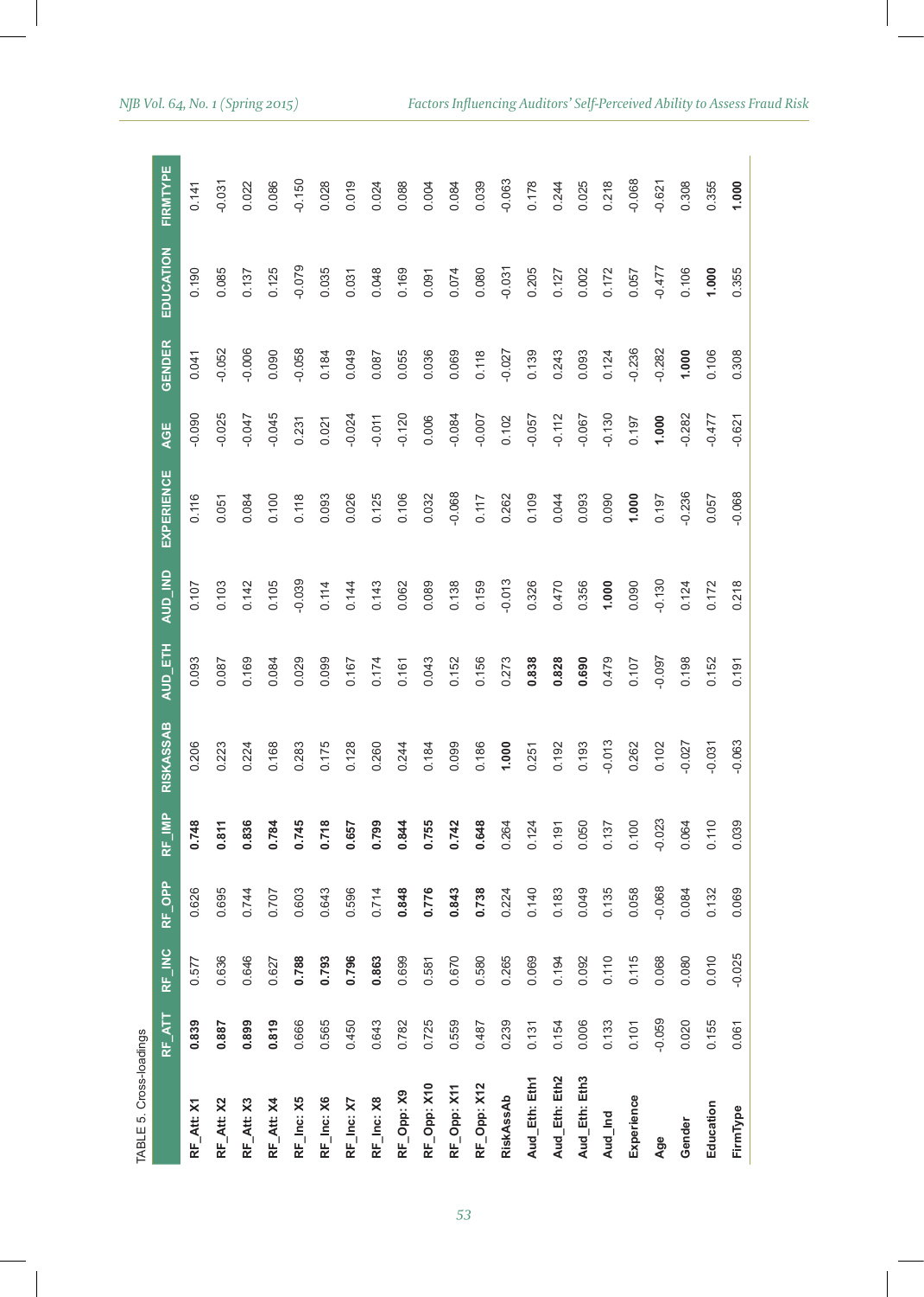TABLE 5. Cross-loadings

| | RF_ATT | RF_INC | RF_OPP | RF_IMP | RISKASSAB | AUD_ETH | AUD_IND | EXPERIENCE | AGE | GENDER | EDUCATION | FIRMTYPE |
|---|---|---|---|---|---|---|---|---|---|---|---|---|
| **RF_Att: X1** | **0.839** | 0.577 | 0.626 | **0.748** | 0.206 | 0.093 | 0.107 | 0.116 | -0.090 | 0.041 | 0.190 | 0.141 |
| **RF_Att: X2** | **0.887** | 0.636 | 0.695 | **0.811** | 0.223 | 0.087 | 0.103 | 0.051 | -0.025 | -0.052 | 0.085 | -0.031 |
| **RF_Att: X3** | **0.899** | 0.646 | 0.744 | **0.836** | 0.224 | 0.169 | 0.142 | 0.084 | -0.047 | -0.006 | 0.137 | 0.022 |
| **RF_Att: X4** | **0.819** | 0.627 | 0.707 | **0.784** | 0.168 | 0.084 | 0.105 | 0.100 | -0.045 | 0.090 | 0.125 | 0.086 |
| **RF_Inc: X5** | 0.666 | **0.788** | 0.603 | **0.745** | 0.283 | 0.029 | -0.039 | 0.118 | 0.231 | -0.058 | -0.079 | -0.150 |
| **RF_Inc: X6** | 0.565 | **0.793** | 0.643 | **0.718** | 0.175 | 0.099 | 0.114 | 0.093 | 0.021 | 0.184 | 0.035 | 0.028 |
| **RF_Inc: X7** | 0.450 | **0.796** | 0.596 | **0.657** | 0.128 | 0.167 | 0.144 | 0.026 | -0.024 | 0.049 | 0.031 | 0.019 |
| **RF_Inc: X8** | 0.643 | **0.863** | 0.714 | **0.799** | 0.260 | 0.174 | 0.143 | 0.125 | -0.011 | 0.087 | 0.048 | 0.024 |
| **RF_Opp: X9** | 0.782 | 0.699 | **0.848** | **0.844** | 0.244 | 0.161 | 0.062 | 0.106 | -0.120 | 0.055 | 0.169 | 0.088 |
| **RF_Opp: X10** | 0.725 | 0.581 | **0.776** | **0.755** | 0.184 | 0.043 | 0.089 | 0.032 | 0.006 | 0.036 | 0.091 | 0.004 |
| **RF_Opp: X11** | 0.559 | 0.670 | **0.843** | **0.742** | 0.099 | 0.152 | 0.138 | -0.068 | -0.084 | 0.069 | 0.074 | 0.084 |
| **RF_Opp: X12** | 0.487 | 0.580 | **0.738** | **0.648** | 0.186 | 0.156 | 0.159 | 0.117 | -0.007 | 0.118 | 0.080 | 0.039 |
| **RiskAssAb** | 0.239 | 0.265 | 0.224 | 0.264 | **1.000** | 0.273 | -0.013 | 0.262 | 0.102 | -0.027 | -0.031 | -0.063 |
| **Aud_Eth: Eth1** | 0.131 | 0.069 | 0.140 | 0.124 | 0.251 | **0.838** | 0.326 | 0.109 | -0.057 | 0.139 | 0.205 | 0.178 |
| **Aud_Eth: Eth2** | 0.154 | 0.194 | 0.183 | 0.191 | 0.192 | **0.828** | 0.470 | 0.044 | -0.112 | 0.243 | 0.127 | 0.244 |
| **Aud_Eth: Eth3** | 0.006 | 0.092 | 0.049 | 0.050 | 0.193 | **0.690** | 0.356 | 0.093 | -0.067 | 0.093 | 0.002 | 0.025 |
| **Aud_Ind** | 0.133 | 0.110 | 0.135 | 0.137 | -0.013 | 0.479 | **1.000** | 0.090 | -0.130 | 0.124 | 0.172 | 0.218 |
| **Experience** | 0.101 | 0.115 | 0.058 | 0.100 | 0.262 | 0.107 | 0.090 | **1.000** | 0.197 | -0.236 | 0.057 | -0.068 |
| **Age** | -0.059 | 0.068 | -0.068 | -0.023 | 0.102 | -0.097 | -0.130 | 0.197 | **1.000** | -0.282 | -0.477 | -0.621 |
| **Gender** | 0.020 | 0.080 | 0.084 | 0.064 | -0.027 | 0.198 | 0.124 | -0.236 | -0.282 | **1.000** | 0.106 | 0.308 |
| **Education** | 0.155 | 0.010 | 0.132 | 0.110 | -0.031 | 0.152 | 0.172 | 0.057 | -0.477 | 0.106 | **1.000** | 0.355 |
| **FirmType** | 0.061 | -0.025 | 0.069 | 0.039 | -0.063 | 0.191 | 0.218 | -0.068 | -0.621 | 0.308 | 0.355 | **1.000** |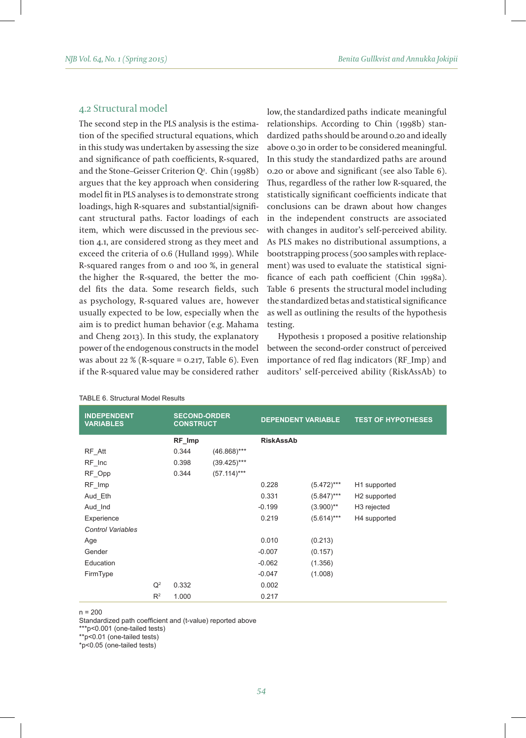## 4.2 Structural model

The second step in the PLS analysis is the estimation of the specified structural equations, which in this study was undertaken by assessing the size and significance of path coefficients, R-squared, and the Stone–Geisser Criterion $Q^2$. Chin (1998b) argues that the key approach when considering model fit in PLS analyses is to demonstrate strong loadings, high R-squares and substantial/significant structural paths. Factor loadings of each item, which were discussed in the previous section 4.1, are considered strong as they meet and exceed the criteria of 0.6 (Hulland 1999). While R-squared ranges from 0 and 100 %, in general the higher the R-squared, the better the model fits the data. Some research fields, such as psychology, R-squared values are, however usually expected to be low, especially when the aim is to predict human behavior (e.g. Mahama and Cheng 2013). In this study, the explanatory power of the endogenous constructs in the model was about 22 % (R-square = 0.217, Table 6). Even if the R-squared value may be considered rather low, the standardized paths indicate meaningful relationships. According to Chin (1998b) standardized paths should be around 0.20 and ideally above 0.30 in order to be considered meaningful. In this study the standardized paths are around 0.20 or above and significant (see also Table 6). Thus, regardless of the rather low R-squared, the statistically significant coefficients indicate that conclusions can be drawn about how changes in the independent constructs are associated with changes in auditor's self-perceived ability. As PLS makes no distributional assumptions, a bootstrapping process (500 samples with replacement) was used to evaluate the statistical significance of each path coefficient (Chin 1998a). Table 6 presents the structural model including the standardized betas and statistical significance as well as outlining the results of the hypothesis testing.

Hypothesis 1 proposed a positive relationship between the second-order construct of perceived importance of red flag indicators (RF_Imp) and auditors' self-perceived ability (RiskAssAb) to

TABLE 6. Structural Model Results

| INDEPENDENT VARIABLES | | SECOND-ORDER CONSTRUCT | | DEPENDENT VARIABLE | | TEST OF HYPOTHESES |
|---|---|---|---|---|---|---|
| | | **RF_Imp** | | **RiskAssAb** | | |
| RF_Att | | 0.344 | (46.868)*** | | | |
| RF_Inc | | 0.398 | (39.425)*** | | | |
| RF_Opp | | 0.344 | (57.114)*** | | | |
| RF_Imp | | | | 0.228 | (5.472)*** | H1 supported |
| Aud_Eth | | | | 0.331 | (5.847)*** | H2 supported |
| Aud_Ind | | | | -0.199 | (3.900)** | H3 rejected |
| Experience | | | | 0.219 | (5.614)*** | H4 supported |
| *Control Variables* | | | | | | |
| Age | | | | 0.010 | (0.213) | |
| Gender | | | | -0.007 | (0.157) | |
| Education | | | | -0.062 | (1.356) | |
| FirmType | | | | -0.047 | (1.008) | |
| | $Q^2$ | 0.332 | | 0.002 | | |
| | $R^2$ | 1.000 | | 0.217 | | |

n = 200
Standardized path coefficient and (t-value) reported above
***p<0.001 (one-tailed tests)
**p<0.01 (one-tailed tests)
*p<0.05 (one-tailed tests)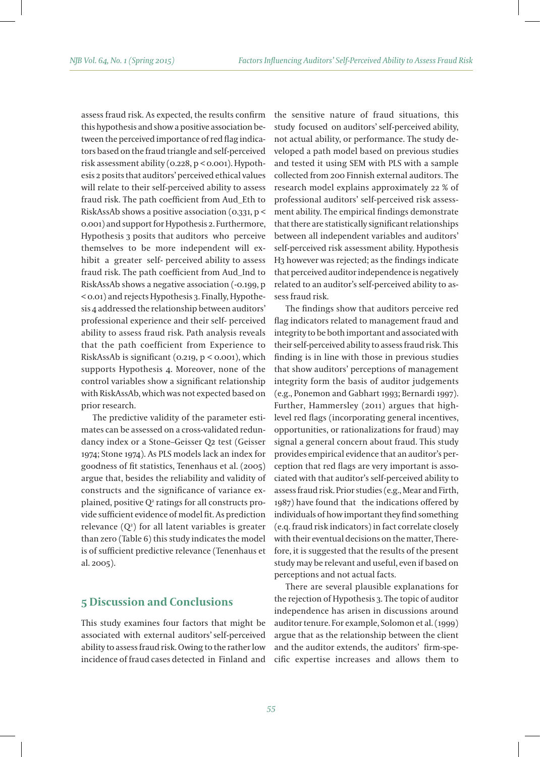assess fraud risk. As expected, the results confirm this hypothesis and show a positive association between the perceived importance of red flag indicators based on the fraud triangle and self-perceived risk assessment ability (0.228, $p < 0.001$). Hypothesis 2 posits that auditors' perceived ethical values will relate to their self-perceived ability to assess fraud risk. The path coefficient from Aud_Eth to RiskAssAb shows a positive association (0.331, $p < 0.001$) and support for Hypothesis 2. Furthermore, Hypothesis 3 posits that auditors who perceive themselves to be more independent will exhibit a greater self- perceived ability to assess fraud risk. The path coefficient from Aud_Ind to RiskAssAb shows a negative association (-0.199, $p < 0.01$) and rejects Hypothesis 3. Finally, Hypothesis 4 addressed the relationship between auditors' professional experience and their self- perceived ability to assess fraud risk. Path analysis reveals that the path coefficient from Experience to RiskAssAb is significant (0.219, $p < 0.001$), which supports Hypothesis 4. Moreover, none of the control variables show a significant relationship with RiskAssAb, which was not expected based on prior research.

The predictive validity of the parameter estimates can be assessed on a cross-validated redundancy index or a Stone–Geisser Q2 test (Geisser 1974; Stone 1974). As PLS models lack an index for goodness of fit statistics, Tenenhaus et al. (2005) argue that, besides the reliability and validity of constructs and the significance of variance explained, positive $Q^2$ ratings for all constructs provide sufficient evidence of model fit. As prediction relevance ($Q^2$) for all latent variables is greater than zero (Table 6) this study indicates the model is of sufficient predictive relevance (Tenenhaus et al. 2005).

## 5 Discussion and Conclusions

This study examines four factors that might be associated with external auditors' self-perceived ability to assess fraud risk. Owing to the rather low incidence of fraud cases detected in Finland and the sensitive nature of fraud situations, this study focused on auditors' self-perceived ability, not actual ability, or performance. The study developed a path model based on previous studies and tested it using SEM with PLS with a sample collected from 200 Finnish external auditors. The research model explains approximately 22 % of professional auditors' self-perceived risk assessment ability. The empirical findings demonstrate that there are statistically significant relationships between all independent variables and auditors' self-perceived risk assessment ability. Hypothesis H3 however was rejected; as the findings indicate that perceived auditor independence is negatively related to an auditor's self-perceived ability to assess fraud risk.

The findings show that auditors perceive red flag indicators related to management fraud and integrity to be both important and associated with their self-perceived ability to assess fraud risk. This finding is in line with those in previous studies that show auditors' perceptions of management integrity form the basis of auditor judgements (e.g., Ponemon and Gabhart 1993; Bernardi 1997). Further, Hammersley (2011) argues that high-level red flags (incorporating general incentives, opportunities, or rationalizations for fraud) may signal a general concern about fraud. This study provides empirical evidence that an auditor's perception that red flags are very important is associated with that auditor's self-perceived ability to assess fraud risk. Prior studies (e.g., Mear and Firth, 1987) have found that the indications offered by individuals of how important they find something (e.q. fraud risk indicators) in fact correlate closely with their eventual decisions on the matter, Therefore, it is suggested that the results of the present study may be relevant and useful, even if based on perceptions and not actual facts.

There are several plausible explanations for the rejection of Hypothesis 3. The topic of auditor independence has arisen in discussions around auditor tenure. For example, Solomon et al. (1999) argue that as the relationship between the client and the auditor extends, the auditors' firm-specific expertise increases and allows them to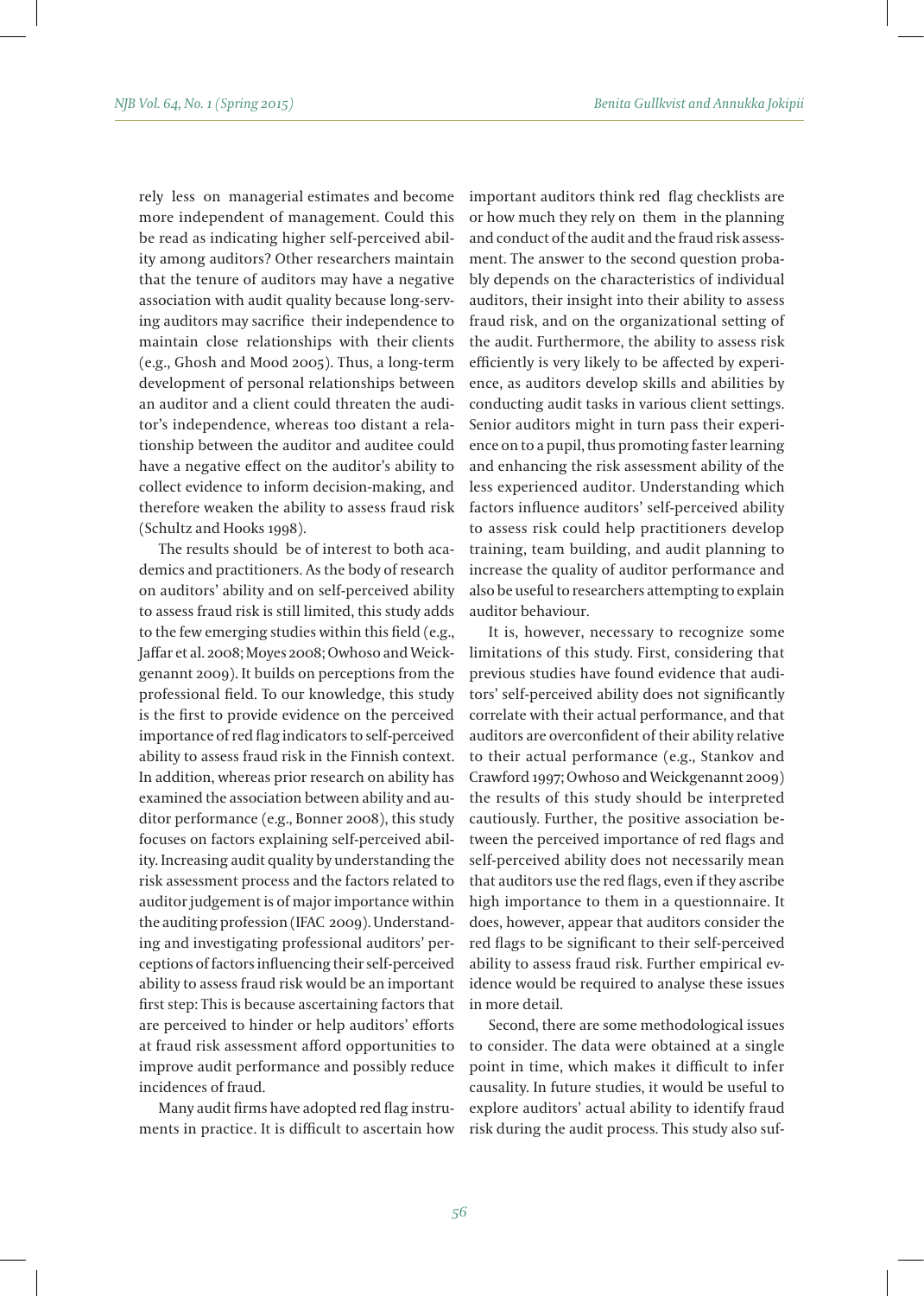rely less on managerial estimates and become more independent of management. Could this be read as indicating higher self-perceived ability among auditors? Other researchers maintain that the tenure of auditors may have a negative association with audit quality because long-serving auditors may sacrifice their independence to maintain close relationships with their clients (e.g., Ghosh and Mood 2005). Thus, a long-term development of personal relationships between an auditor and a client could threaten the auditor's independence, whereas too distant a relationship between the auditor and auditee could have a negative effect on the auditor's ability to collect evidence to inform decision-making, and therefore weaken the ability to assess fraud risk (Schultz and Hooks 1998).

The results should be of interest to both academics and practitioners. As the body of research on auditors' ability and on self-perceived ability to assess fraud risk is still limited, this study adds to the few emerging studies within this field (e.g., Jaffar et al. 2008; Moyes 2008; Owhoso and Weickgenannt 2009). It builds on perceptions from the professional field. To our knowledge, this study is the first to provide evidence on the perceived importance of red flag indicators to self-perceived ability to assess fraud risk in the Finnish context. In addition, whereas prior research on ability has examined the association between ability and auditor performance (e.g., Bonner 2008), this study focuses on factors explaining self-perceived ability. Increasing audit quality by understanding the risk assessment process and the factors related to auditor judgement is of major importance within the auditing profession (IFAC 2009). Understanding and investigating professional auditors' perceptions of factors influencing their self-perceived ability to assess fraud risk would be an important first step: This is because ascertaining factors that are perceived to hinder or help auditors' efforts at fraud risk assessment afford opportunities to improve audit performance and possibly reduce incidences of fraud.

Many audit firms have adopted red flag instruments in practice. It is difficult to ascertain how important auditors think red flag checklists are or how much they rely on them in the planning and conduct of the audit and the fraud risk assessment. The answer to the second question probably depends on the characteristics of individual auditors, their insight into their ability to assess fraud risk, and on the organizational setting of the audit. Furthermore, the ability to assess risk efficiently is very likely to be affected by experience, as auditors develop skills and abilities by conducting audit tasks in various client settings. Senior auditors might in turn pass their experience on to a pupil, thus promoting faster learning and enhancing the risk assessment ability of the less experienced auditor. Understanding which factors influence auditors' self-perceived ability to assess risk could help practitioners develop training, team building, and audit planning to increase the quality of auditor performance and also be useful to researchers attempting to explain auditor behaviour.

It is, however, necessary to recognize some limitations of this study. First, considering that previous studies have found evidence that auditors' self-perceived ability does not significantly correlate with their actual performance, and that auditors are overconfident of their ability relative to their actual performance (e.g., Stankov and Crawford 1997; Owhoso and Weickgenannt 2009) the results of this study should be interpreted cautiously. Further, the positive association between the perceived importance of red flags and self-perceived ability does not necessarily mean that auditors use the red flags, even if they ascribe high importance to them in a questionnaire. It does, however, appear that auditors consider the red flags to be significant to their self-perceived ability to assess fraud risk. Further empirical evidence would be required to analyse these issues in more detail.

Second, there are some methodological issues to consider. The data were obtained at a single point in time, which makes it difficult to infer causality. In future studies, it would be useful to explore auditors' actual ability to identify fraud risk during the audit process. This study also suf-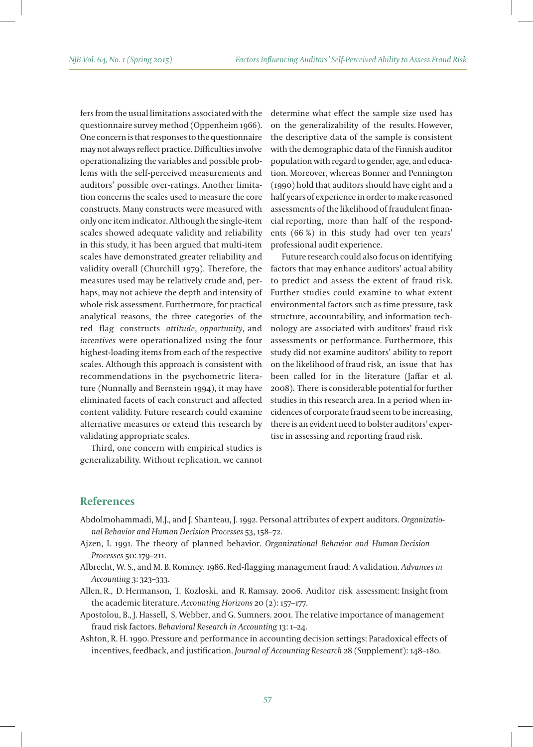fers from the usual limitations associated with the questionnaire survey method (Oppenheim 1966). One concern is that responses to the questionnaire may not always reflect practice. Difficulties involve operationalizing the variables and possible problems with the self-perceived measurements and auditors' possible over-ratings. Another limitation concerns the scales used to measure the core constructs. Many constructs were measured with only one item indicator. Although the single-item scales showed adequate validity and reliability in this study, it has been argued that multi-item scales have demonstrated greater reliability and validity overall (Churchill 1979). Therefore, the measures used may be relatively crude and, perhaps, may not achieve the depth and intensity of whole risk assessment. Furthermore, for practical analytical reasons, the three categories of the red flag constructs *attitude*, *opportunity*, and *incentives* were operationalized using the four highest-loading items from each of the respective scales. Although this approach is consistent with recommendations in the psychometric literature (Nunnally and Bernstein 1994), it may have eliminated facets of each construct and affected content validity. Future research could examine alternative measures or extend this research by validating appropriate scales.

Third, one concern with empirical studies is generalizability. Without replication, we cannot determine what effect the sample size used has on the generalizability of the results. However, the descriptive data of the sample is consistent with the demographic data of the Finnish auditor population with regard to gender, age, and education. Moreover, whereas Bonner and Pennington (1990) hold that auditors should have eight and a half years of experience in order to make reasoned assessments of the likelihood of fraudulent financial reporting, more than half of the respondents (66 %) in this study had over ten years' professional audit experience.

Future research could also focus on identifying factors that may enhance auditors' actual ability to predict and assess the extent of fraud risk. Further studies could examine to what extent environmental factors such as time pressure, task structure, accountability, and information technology are associated with auditors' fraud risk assessments or performance. Furthermore, this study did not examine auditors' ability to report on the likelihood of fraud risk, an issue that has been called for in the literature (Jaffar et al. 2008). There is considerable potential for further studies in this research area. In a period when incidences of corporate fraud seem to be increasing, there is an evident need to bolster auditors' expertise in assessing and reporting fraud risk.

## References

Abdolmohammadi, M.J., and J. Shanteau, J. 1992. Personal attributes of expert auditors. *Organizational Behavior and Human Decision Processes* 53, 158–72.

Ajzen, I. 1991. The theory of planned behavior. *Organizational Behavior and Human Decision Processes* 50: 179–211.

Albrecht, W. S., and M. B. Romney. 1986. Red-flagging management fraud: A validation. *Advances in Accounting* 3: 323–333.

Allen, R., D. Hermanson, T. Kozloski, and R. Ramsay. 2006. Auditor risk assessment: Insight from the academic literature. *Accounting Horizons* 20 (2): 157–177.

Apostolou, B., J. Hassell, S. Webber, and G. Sumners. 2001. The relative importance of management fraud risk factors. *Behavioral Research in Accounting* 13: 1–24.

Ashton, R. H. 1990. Pressure and performance in accounting decision settings: Paradoxical effects of incentives, feedback, and justification. *Journal of Accounting Research* 28 (Supplement): 148–180.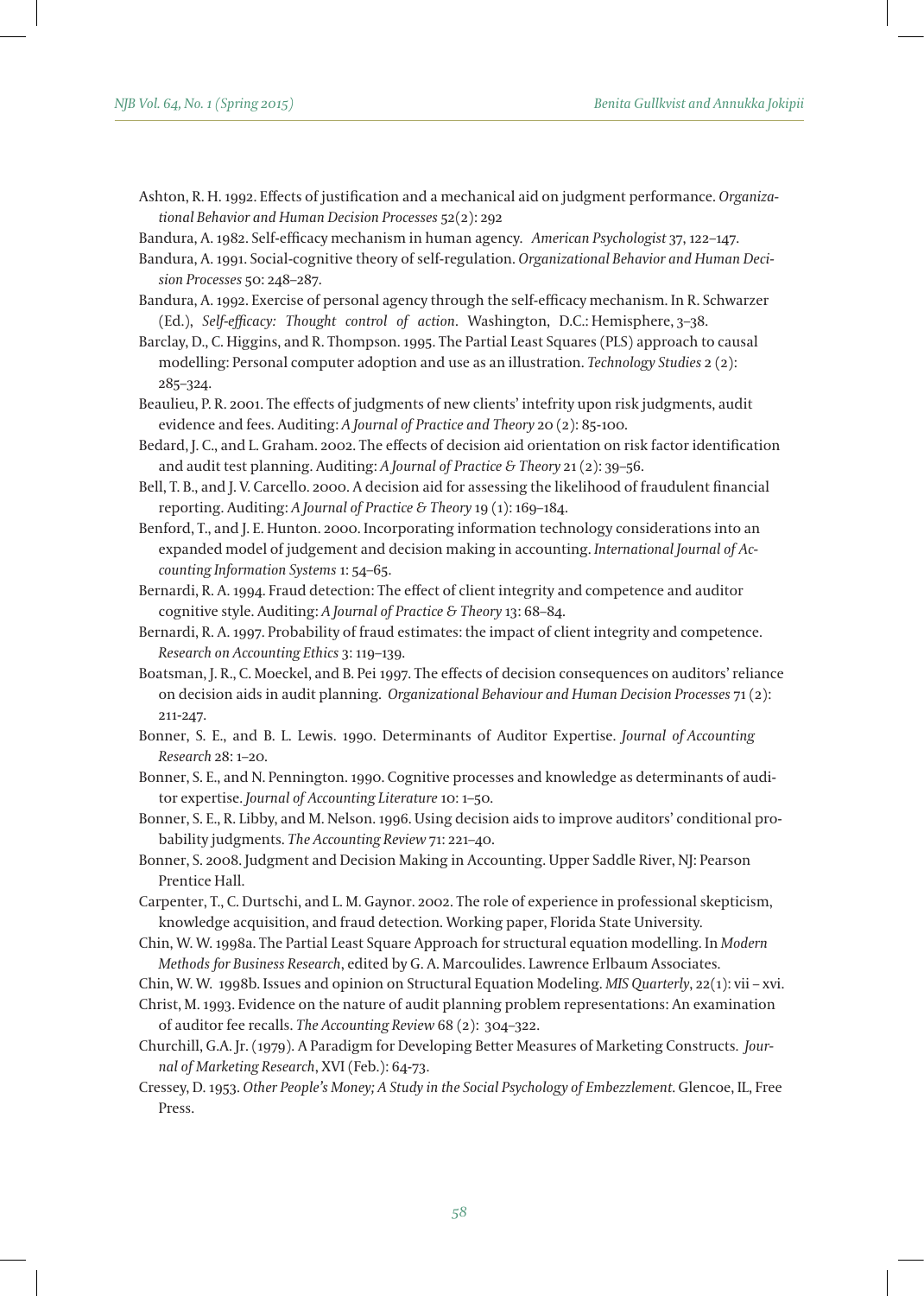Ashton, R. H. 1992. Effects of justification and a mechanical aid on judgment performance. *Organizational Behavior and Human Decision Processes* 52(2): 292

Bandura, A. 1982. Self-efficacy mechanism in human agency. *American Psychologist* 37, 122–147.

Bandura, A. 1991. Social-cognitive theory of self-regulation. *Organizational Behavior and Human Decision Processes* 50: 248–287.

Bandura, A. 1992. Exercise of personal agency through the self-efficacy mechanism. In R. Schwarzer (Ed.), *Self-efficacy: Thought control of action*. Washington, D.C.: Hemisphere, 3–38.

Barclay, D., C. Higgins, and R. Thompson. 1995. The Partial Least Squares (PLS) approach to causal modelling: Personal computer adoption and use as an illustration. *Technology Studies* 2 (2): 285–324.

Beaulieu, P. R. 2001. The effects of judgments of new clients' intefrity upon risk judgments, audit evidence and fees. Auditing: *A Journal of Practice and Theory* 20 (2): 85-100.

Bedard, J. C., and L. Graham. 2002. The effects of decision aid orientation on risk factor identification and audit test planning. Auditing: *A Journal of Practice & Theory* 21 (2): 39–56.

Bell, T. B., and J. V. Carcello. 2000. A decision aid for assessing the likelihood of fraudulent financial reporting. Auditing: *A Journal of Practice & Theory* 19 (1): 169–184.

Benford, T., and J. E. Hunton. 2000. Incorporating information technology considerations into an expanded model of judgement and decision making in accounting. *International Journal of Accounting Information Systems* 1: 54–65.

Bernardi, R. A. 1994. Fraud detection: The effect of client integrity and competence and auditor cognitive style. Auditing: *A Journal of Practice & Theory* 13: 68–84.

Bernardi, R. A. 1997. Probability of fraud estimates: the impact of client integrity and competence. *Research on Accounting Ethics* 3: 119–139.

Boatsman, J. R., C. Moeckel, and B. Pei 1997. The effects of decision consequences on auditors' reliance on decision aids in audit planning. *Organizational Behaviour and Human Decision Processes* 71 (2): 211-247.

Bonner, S. E., and B. L. Lewis. 1990. Determinants of Auditor Expertise. *Journal of Accounting Research* 28: 1–20.

Bonner, S. E., and N. Pennington. 1990. Cognitive processes and knowledge as determinants of auditor expertise. *Journal of Accounting Literature* 10: 1–50.

Bonner, S. E., R. Libby, and M. Nelson. 1996. Using decision aids to improve auditors' conditional probability judgments. *The Accounting Review* 71: 221–40.

Bonner, S. 2008. Judgment and Decision Making in Accounting. Upper Saddle River, NJ: Pearson Prentice Hall.

Carpenter, T., C. Durtschi, and L. M. Gaynor. 2002. The role of experience in professional skepticism, knowledge acquisition, and fraud detection. Working paper, Florida State University.

Chin, W. W. 1998a. The Partial Least Square Approach for structural equation modelling. In *Modern Methods for Business Research*, edited by G. A. Marcoulides. Lawrence Erlbaum Associates.

Chin, W. W. 1998b. Issues and opinion on Structural Equation Modeling. *MIS Quarterly*, 22(1): vii – xvi.

Christ, M. 1993. Evidence on the nature of audit planning problem representations: An examination of auditor fee recalls. *The Accounting Review* 68 (2): 304–322.

Churchill, G.A. Jr. (1979). A Paradigm for Developing Better Measures of Marketing Constructs. *Journal of Marketing Research*, XVI (Feb.): 64-73.

Cressey, D. 1953. *Other People's Money; A Study in the Social Psychology of Embezzlement*. Glencoe, IL, Free Press.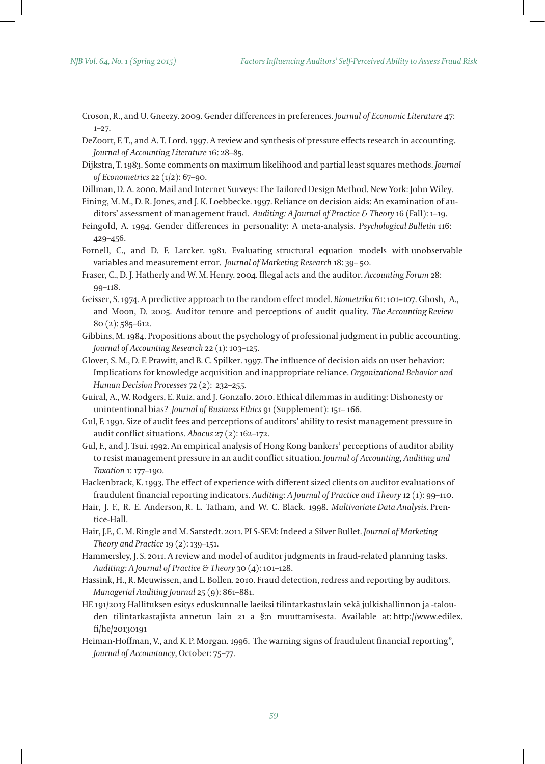Croson, R., and U. Gneezy. 2009. Gender differences in preferences. *Journal of Economic Literature* 47: 1–27.

DeZoort, F. T., and A. T. Lord. 1997. A review and synthesis of pressure effects research in accounting. *Journal of Accounting Literature* 16: 28–85.

Dijkstra, T. 1983. Some comments on maximum likelihood and partial least squares methods. *Journal of Econometrics* 22 (1/2): 67–90.

Dillman, D. A. 2000. Mail and Internet Surveys: The Tailored Design Method. New York: John Wiley.

Eining, M. M., D. R. Jones, and J. K. Loebbecke. 1997. Reliance on decision aids: An examination of auditors' assessment of management fraud. *Auditing: A Journal of Practice & Theory* 16 (Fall): 1–19.

Feingold, A. 1994. Gender differences in personality: A meta-analysis. *Psychological Bulletin* 116: 429–456.

Fornell, C., and D. F. Larcker. 1981. Evaluating structural equation models with unobservable variables and measurement error. *Journal of Marketing Research* 18: 39– 50.

Fraser, C., D. J. Hatherly and W. M. Henry. 2004. Illegal acts and the auditor. *Accounting Forum* 28: 99–118.

Geisser, S. 1974. A predictive approach to the random effect model. *Biometrika* 61: 101–107. Ghosh, A., and Moon, D. 2005. Auditor tenure and perceptions of audit quality. *The Accounting Review* 80 (2): 585–612.

Gibbins, M. 1984. Propositions about the psychology of professional judgment in public accounting. *Journal of Accounting Research* 22 (1): 103–125.

Glover, S. M., D. F. Prawitt, and B. C. Spilker. 1997. The influence of decision aids on user behavior: Implications for knowledge acquisition and inappropriate reliance. *Organizational Behavior and Human Decision Processes* 72 (2): 232–255.

Guiral, A., W. Rodgers, E. Ruiz, and J. Gonzalo. 2010. Ethical dilemmas in auditing: Dishonesty or unintentional bias? *Journal of Business Ethics* 91 (Supplement): 151– 166.

Gul, F. 1991. Size of audit fees and perceptions of auditors' ability to resist management pressure in audit conflict situations. *Abacus* 27 (2): 162–172.

Gul, F., and J. Tsui. 1992. An empirical analysis of Hong Kong bankers' perceptions of auditor ability to resist management pressure in an audit conflict situation. *Journal of Accounting, Auditing and Taxation* 1: 177–190.

Hackenbrack, K. 1993. The effect of experience with different sized clients on auditor evaluations of fraudulent financial reporting indicators. *Auditing: A Journal of Practice and Theory* 12 (1): 99–110.

Hair, J. F., R. E. Anderson, R. L. Tatham, and W. C. Black. 1998. *Multivariate Data Analysis*. Prentice-Hall.

Hair, J.F., C. M. Ringle and M. Sarstedt. 2011. PLS-SEM: Indeed a Silver Bullet. *Journal of Marketing Theory and Practice* 19 (2): 139–151.

Hammersley, J. S. 2011. A review and model of auditor judgments in fraud-related planning tasks. *Auditing: A Journal of Practice & Theory* 30 (4): 101–128.

Hassink, H., R. Meuwissen, and L. Bollen. 2010. Fraud detection, redress and reporting by auditors. *Managerial Auditing Journal* 25 (9): 861–881.

HE 191/2013 Hallituksen esitys eduskunnalle laeiksi tilintarkastuslain sekä julkishallinnon ja -talouden tilintarkastajista annetun lain 21 a §:n muuttamisesta. Available at: http://www.edilex.fi/he/20130191

Heiman-Hoffman, V., and K. P. Morgan. 1996. The warning signs of fraudulent financial reporting", *Journal of Accountancy*, October: 75–77.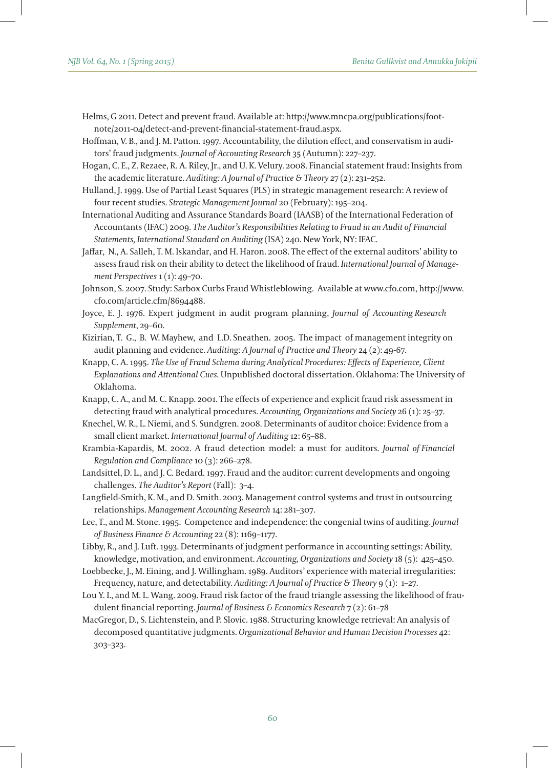Helms, G 2011. Detect and prevent fraud. Available at: http://www.mncpa.org/publications/footnote/2011-04/detect-and-prevent-financial-statement-fraud.aspx.

Hoffman, V. B., and J. M. Patton. 1997. Accountability, the dilution effect, and conservatism in auditors' fraud judgments. *Journal of Accounting Research* 35 (Autumn): 227–237.

Hogan, C. E., Z. Rezaee, R. A. Riley, Jr., and U. K. Velury. 2008. Financial statement fraud: Insights from the academic literature. *Auditing: A Journal of Practice & Theory* 27 (2): 231–252.

Hulland, J. 1999. Use of Partial Least Squares (PLS) in strategic management research: A review of four recent studies. *Strategic Management Journal* 20 (February): 195–204.

International Auditing and Assurance Standards Board (IAASB) of the International Federation of Accountants (IFAC) 2009. *The Auditor's Responsibilities Relating to Fraud in an Audit of Financial Statements, International Standard on Auditing* (ISA) 240. New York, NY: IFAC.

Jaffar, N., A. Salleh, T. M. Iskandar, and H. Haron. 2008. The effect of the external auditors' ability to assess fraud risk on their ability to detect the likelihood of fraud. *International Journal of Management Perspectives* 1 (1): 49–70.

Johnson, S. 2007. Study: Sarbox Curbs Fraud Whistleblowing. Available at www.cfo.com, http://www.cfo.com/article.cfm/8694488.

Joyce, E. J. 1976. Expert judgment in audit program planning, *Journal of Accounting Research Supplement*, 29–60.

Kizirian, T. G., B. W. Mayhew, and L.D. Sneathen. 2005. The impact of management integrity on audit planning and evidence. *Auditing: A Journal of Practice and Theory* 24 (2): 49-67.

Knapp, C. A. 1995. *The Use of Fraud Schema during Analytical Procedures: Effects of Experience, Client Explanations and Attentional Cues.* Unpublished doctoral dissertation. Oklahoma: The University of Oklahoma.

Knapp, C. A., and M. C. Knapp. 2001. The effects of experience and explicit fraud risk assessment in detecting fraud with analytical procedures. *Accounting, Organizations and Society* 26 (1): 25–37.

Knechel, W. R., L. Niemi, and S. Sundgren. 2008. Determinants of auditor choice: Evidence from a small client market. *International Journal of Auditing* 12: 65–88.

Krambia-Kapardis, M. 2002. A fraud detection model: a must for auditors. *Journal of Financial Regulation and Compliance* 10 (3): 266–278.

Landsittel, D. L., and J. C. Bedard. 1997. Fraud and the auditor: current developments and ongoing challenges. *The Auditor's Report* (Fall): 3–4.

Langfield-Smith, K. M., and D. Smith. 2003. Management control systems and trust in outsourcing relationships. *Management Accounting Research* 14: 281–307.

Lee, T., and M. Stone. 1995. Competence and independence: the congenial twins of auditing. *Journal of Business Finance & Accounting* 22 (8): 1169–1177.

Libby, R., and J. Luft. 1993. Determinants of judgment performance in accounting settings: Ability, knowledge, motivation, and environment. *Accounting, Organizations and Society* 18 (5): 425–450.

Loebbecke, J., M. Eining, and J. Willingham. 1989. Auditors' experience with material irregularities: Frequency, nature, and detectability. *Auditing: A Journal of Practice & Theory* 9 (1): 1–27.

Lou Y. I., and M. L. Wang. 2009. Fraud risk factor of the fraud triangle assessing the likelihood of fraudulent financial reporting. *Journal of Business & Economics Research* 7 (2): 61–78

MacGregor, D., S. Lichtenstein, and P. Slovic. 1988. Structuring knowledge retrieval: An analysis of decomposed quantitative judgments. *Organizational Behavior and Human Decision Processes* 42: 303–323.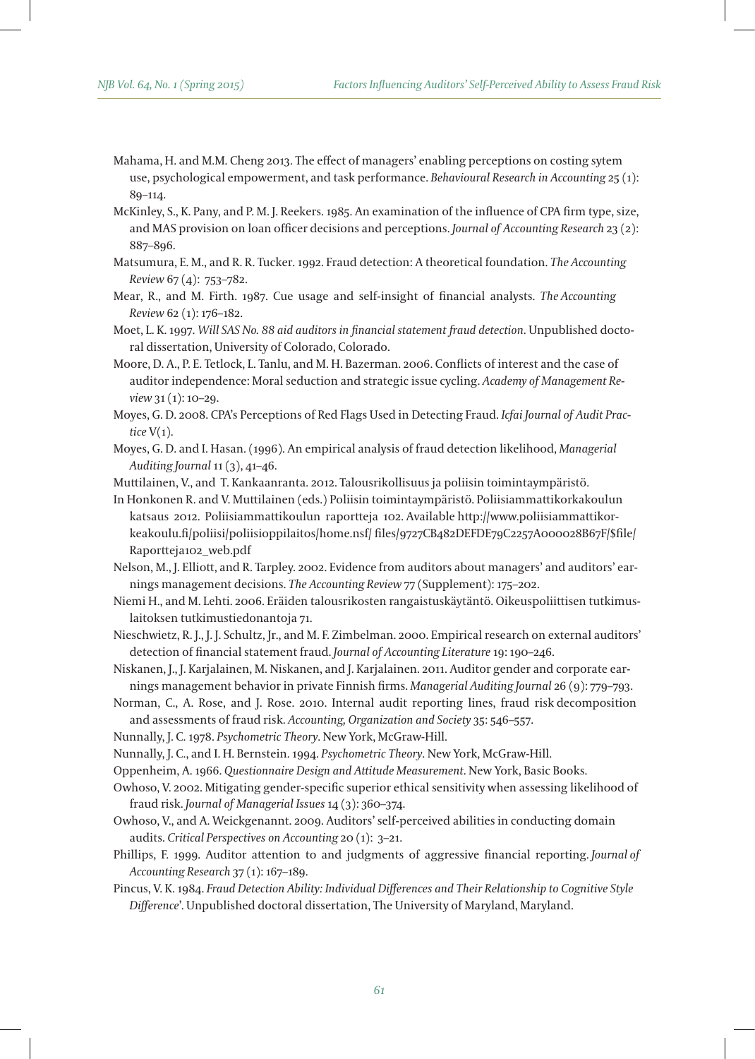Mahama, H. and M.M. Cheng 2013. The effect of managers' enabling perceptions on costing sytem use, psychological empowerment, and task performance. *Behavioural Research in Accounting* 25 (1): 89–114.

McKinley, S., K. Pany, and P. M. J. Reekers. 1985. An examination of the influence of CPA firm type, size, and MAS provision on loan officer decisions and perceptions. *Journal of Accounting Research* 23 (2): 887–896.

Matsumura, E. M., and R. R. Tucker. 1992. Fraud detection: A theoretical foundation. *The Accounting Review* 67 (4): 753–782.

Mear, R., and M. Firth. 1987. Cue usage and self-insight of financial analysts. *The Accounting Review* 62 (1): 176–182.

Moet, L. K. 1997. *Will SAS No. 88 aid auditors in financial statement fraud detection*. Unpublished doctoral dissertation, University of Colorado, Colorado.

Moore, D. A., P. E. Tetlock, L. Tanlu, and M. H. Bazerman. 2006. Conflicts of interest and the case of auditor independence: Moral seduction and strategic issue cycling. *Academy of Management Review* 31 (1): 10–29.

Moyes, G. D. 2008. CPA's Perceptions of Red Flags Used in Detecting Fraud. *Icfai Journal of Audit Practice* V(1).

Moyes, G. D. and I. Hasan. (1996). An empirical analysis of fraud detection likelihood, *Managerial Auditing Journal* 11 (3), 41–46.

Muttilainen, V., and T. Kankaanranta. 2012. Talousrikollisuus ja poliisin toimintaympäristö.

In Honkonen R. and V. Muttilainen (eds.) Poliisin toimintaympäristö. Poliisiammattikorkakoulun katsaus 2012. Poliisiammattikoulun raportteja 102. Available http://www.poliisiammattikorkeakoulu.fi/poliisi/poliisioppilaitos/home.nsf/ files/9727CB482DEFDE79C2257A000028B67F/$file/Raportteja102_web.pdf

Nelson, M., J. Elliott, and R. Tarpley. 2002. Evidence from auditors about managers' and auditors' earnings management decisions. *The Accounting Review* 77 (Supplement): 175–202.

Niemi H., and M. Lehti. 2006. Eräiden talousrikosten rangaistuskäytäntö. Oikeuspoliittisen tutkimuslaitoksen tutkimustiedonantoja 71.

Nieschwietz, R. J., J. J. Schultz, Jr., and M. F. Zimbelman. 2000. Empirical research on external auditors' detection of financial statement fraud. *Journal of Accounting Literature* 19: 190–246.

Niskanen, J., J. Karjalainen, M. Niskanen, and J. Karjalainen. 2011. Auditor gender and corporate earnings management behavior in private Finnish firms. *Managerial Auditing Journal* 26 (9): 779–793.

Norman, C., A. Rose, and J. Rose. 2010. Internal audit reporting lines, fraud risk decomposition and assessments of fraud risk. *Accounting, Organization and Society* 35: 546–557.

Nunnally, J. C. 1978. *Psychometric Theory*. New York, McGraw-Hill.

Nunnally, J. C., and I. H. Bernstein. 1994. *Psychometric Theory*. New York, McGraw-Hill.

Oppenheim, A. 1966. *Questionnaire Design and Attitude Measurement*. New York, Basic Books.

Owhoso, V. 2002. Mitigating gender-specific superior ethical sensitivity when assessing likelihood of fraud risk. *Journal of Managerial Issues* 14 (3): 360–374.

Owhoso, V., and A. Weickgenannt. 2009. Auditors' self-perceived abilities in conducting domain audits. *Critical Perspectives on Accounting* 20 (1): 3–21.

Phillips, F. 1999. Auditor attention to and judgments of aggressive financial reporting. *Journal of Accounting Research* 37 (1): 167–189.

Pincus, V. K. 1984. *Fraud Detection Ability: Individual Differences and Their Relationship to Cognitive Style Difference*'. Unpublished doctoral dissertation, The University of Maryland, Maryland.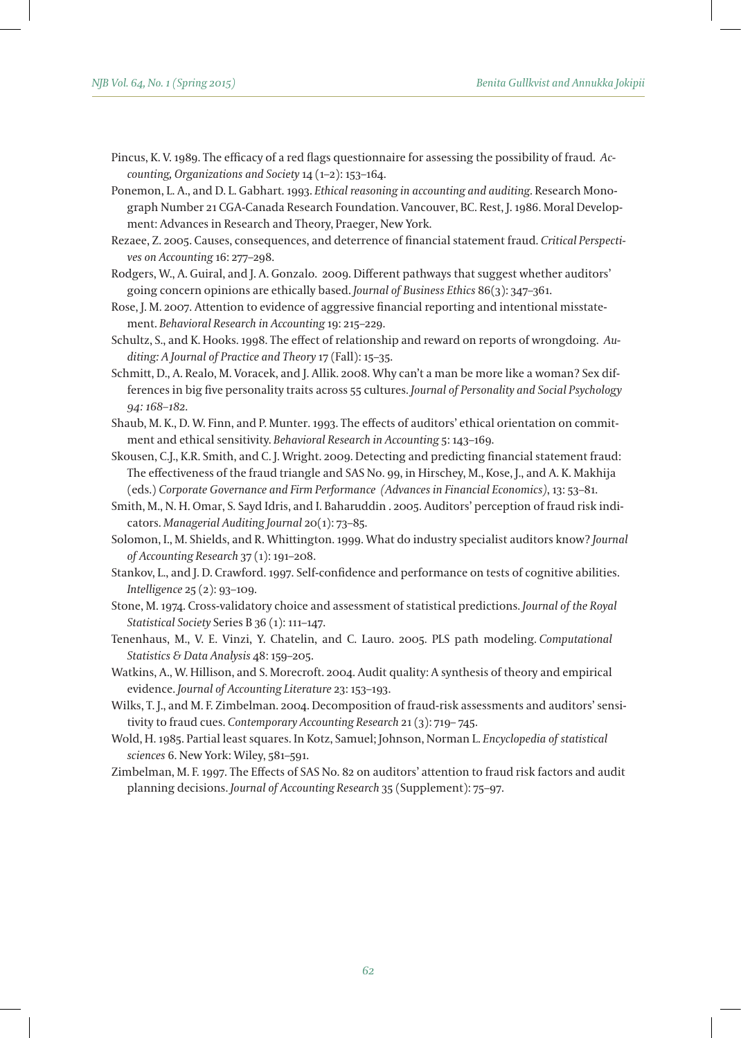Pincus, K. V. 1989. The efficacy of a red flags questionnaire for assessing the possibility of fraud. *Accounting, Organizations and Society* 14 (1–2): 153–164.

Ponemon, L. A., and D. L. Gabhart. 1993. *Ethical reasoning in accounting and auditing*. Research Monograph Number 21 CGA-Canada Research Foundation. Vancouver, BC. Rest, J. 1986. Moral Development: Advances in Research and Theory, Praeger, New York.

Rezaee, Z. 2005. Causes, consequences, and deterrence of financial statement fraud. *Critical Perspectives on Accounting* 16: 277–298.

Rodgers, W., A. Guiral, and J. A. Gonzalo. 2009. Different pathways that suggest whether auditors' going concern opinions are ethically based. *Journal of Business Ethics* 86(3): 347–361.

Rose, J. M. 2007. Attention to evidence of aggressive financial reporting and intentional misstatement. *Behavioral Research in Accounting* 19: 215–229.

Schultz, S., and K. Hooks. 1998. The effect of relationship and reward on reports of wrongdoing. *Auditing: A Journal of Practice and Theory* 17 (Fall): 15–35.

Schmitt, D., A. Realo, M. Voracek, and J. Allik. 2008. Why can't a man be more like a woman? Sex differences in big five personality traits across 55 cultures. *Journal of Personality and Social Psychology 94: 168–182.*

Shaub, M. K., D. W. Finn, and P. Munter. 1993. The effects of auditors' ethical orientation on commitment and ethical sensitivity. *Behavioral Research in Accounting* 5: 143–169.

Skousen, C.J., K.R. Smith, and C. J. Wright. 2009. Detecting and predicting financial statement fraud: The effectiveness of the fraud triangle and SAS No. 99, in Hirschey, M., Kose, J., and A. K. Makhija (eds.) *Corporate Governance and Firm Performance (Advances in Financial Economics)*, 13: 53–81.

Smith, M., N. H. Omar, S. Sayd Idris, and I. Baharuddin . 2005. Auditors' perception of fraud risk indicators. *Managerial Auditing Journal* 20(1): 73–85.

Solomon, I., M. Shields, and R. Whittington. 1999. What do industry specialist auditors know? *Journal of Accounting Research* 37 (1): 191–208.

Stankov, L., and J. D. Crawford. 1997. Self-confidence and performance on tests of cognitive abilities. *Intelligence* 25 (2): 93–109.

Stone, M. 1974. Cross-validatory choice and assessment of statistical predictions. *Journal of the Royal Statistical Society* Series B 36 (1): 111–147.

Tenenhaus, M., V. E. Vinzi, Y. Chatelin, and C. Lauro. 2005. PLS path modeling. *Computational Statistics & Data Analysis* 48: 159–205.

Watkins, A., W. Hillison, and S. Morecroft. 2004. Audit quality: A synthesis of theory and empirical evidence. *Journal of Accounting Literature* 23: 153–193.

Wilks, T. J., and M. F. Zimbelman. 2004. Decomposition of fraud-risk assessments and auditors' sensitivity to fraud cues. *Contemporary Accounting Research* 21 (3): 719– 745.

Wold, H. 1985. Partial least squares. In Kotz, Samuel; Johnson, Norman L. *Encyclopedia of statistical sciences* 6. New York: Wiley, 581–591.

Zimbelman, M. F. 1997. The Effects of SAS No. 82 on auditors' attention to fraud risk factors and audit planning decisions. *Journal of Accounting Research* 35 (Supplement): 75–97.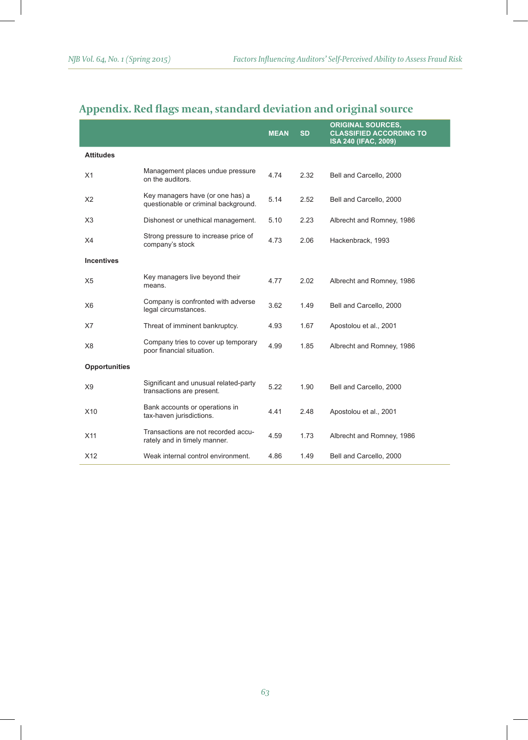## Appendix. Red flags mean, standard deviation and original source

| | | MEAN | SD | ORIGINAL SOURCES, CLASSIFIED ACCORDING TO ISA 240 (IFAC, 2009) |
|---|---|---|---|---|
| **Attitudes** | | | | |
| X1 | Management places undue pressure on the auditors. | 4.74 | 2.32 | Bell and Carcello, 2000 |
| X2 | Key managers have (or one has) a questionable or criminal background. | 5.14 | 2.52 | Bell and Carcello, 2000 |
| X3 | Dishonest or unethical management. | 5.10 | 2.23 | Albrecht and Romney, 1986 |
| X4 | Strong pressure to increase price of company's stock | 4.73 | 2.06 | Hackenbrack, 1993 |
| **Incentives** | | | | |
| X5 | Key managers live beyond their means. | 4.77 | 2.02 | Albrecht and Romney, 1986 |
| X6 | Company is confronted with adverse legal circumstances. | 3.62 | 1.49 | Bell and Carcello, 2000 |
| X7 | Threat of imminent bankruptcy. | 4.93 | 1.67 | Apostolou et al., 2001 |
| X8 | Company tries to cover up temporary poor financial situation. | 4.99 | 1.85 | Albrecht and Romney, 1986 |
| **Opportunities** | | | | |
| X9 | Significant and unusual related-party transactions are present. | 5.22 | 1.90 | Bell and Carcello, 2000 |
| X10 | Bank accounts or operations in tax-haven jurisdictions. | 4.41 | 2.48 | Apostolou et al., 2001 |
| X11 | Transactions are not recorded accurately and in timely manner. | 4.59 | 1.73 | Albrecht and Romney, 1986 |
| X12 | Weak internal control environment. | 4.86 | 1.49 | Bell and Carcello, 2000 |